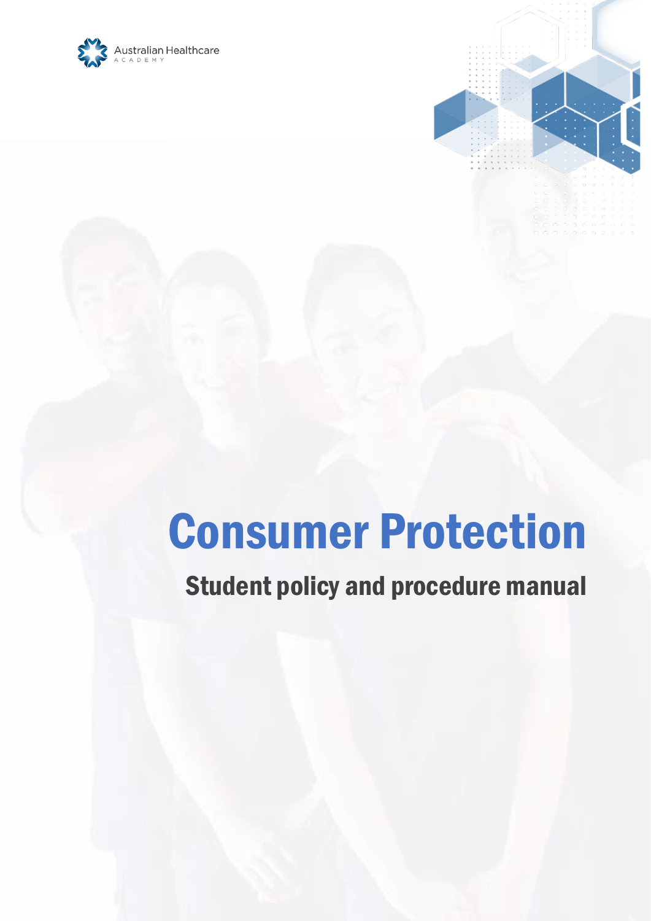Australian Healthcare ACADEMY

# Consumer Protection

## Student policy and procedure manual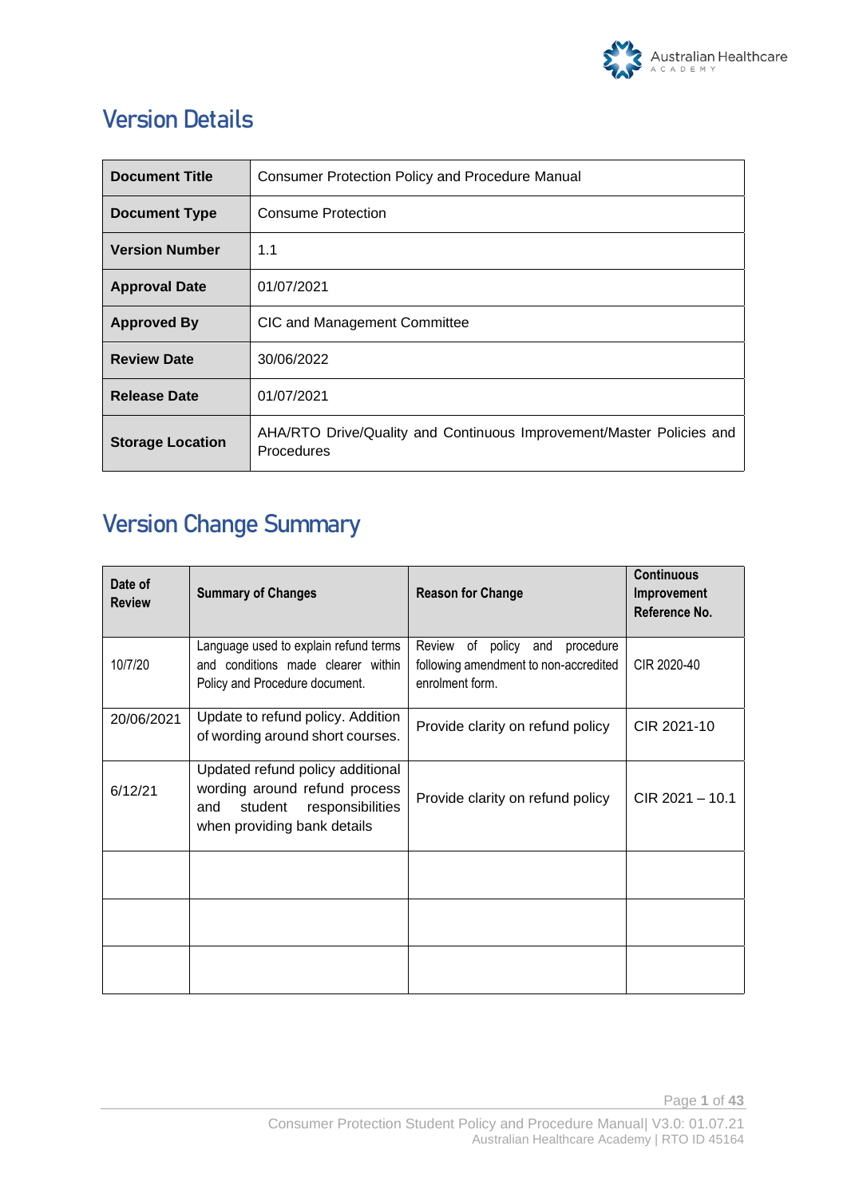# Version Details

| Document Title | Consumer Protection Policy and Procedure Manual |
|---|---|
| Document Type | Consume Protection |
| Version Number | 1.1 |
| Approval Date | 01/07/2021 |
| Approved By | CIC and Management Committee |
| Review Date | 30/06/2022 |
| Release Date | 01/07/2021 |
| Storage Location | AHA/RTO Drive/Quality and Continuous Improvement/Master Policies and Procedures |

# Version Change Summary

| Date of Review | Summary of Changes | Reason for Change | Continuous Improvement Reference No. |
|---|---|---|---|
| 10/7/20 | Language used to explain refund terms and conditions made clearer within Policy and Procedure document. | Review of policy and procedure following amendment to non-accredited enrolment form. | CIR 2020-40 |
| 20/06/2021 | Update to refund policy. Addition of wording around short courses. | Provide clarity on refund policy | CIR 2021-10 |
| 6/12/21 | Updated refund policy additional wording around refund process and student responsibilities when providing bank details | Provide clarity on refund policy | CIR 2021 – 10.1 |
| | | | |
| | | | |
| | | | |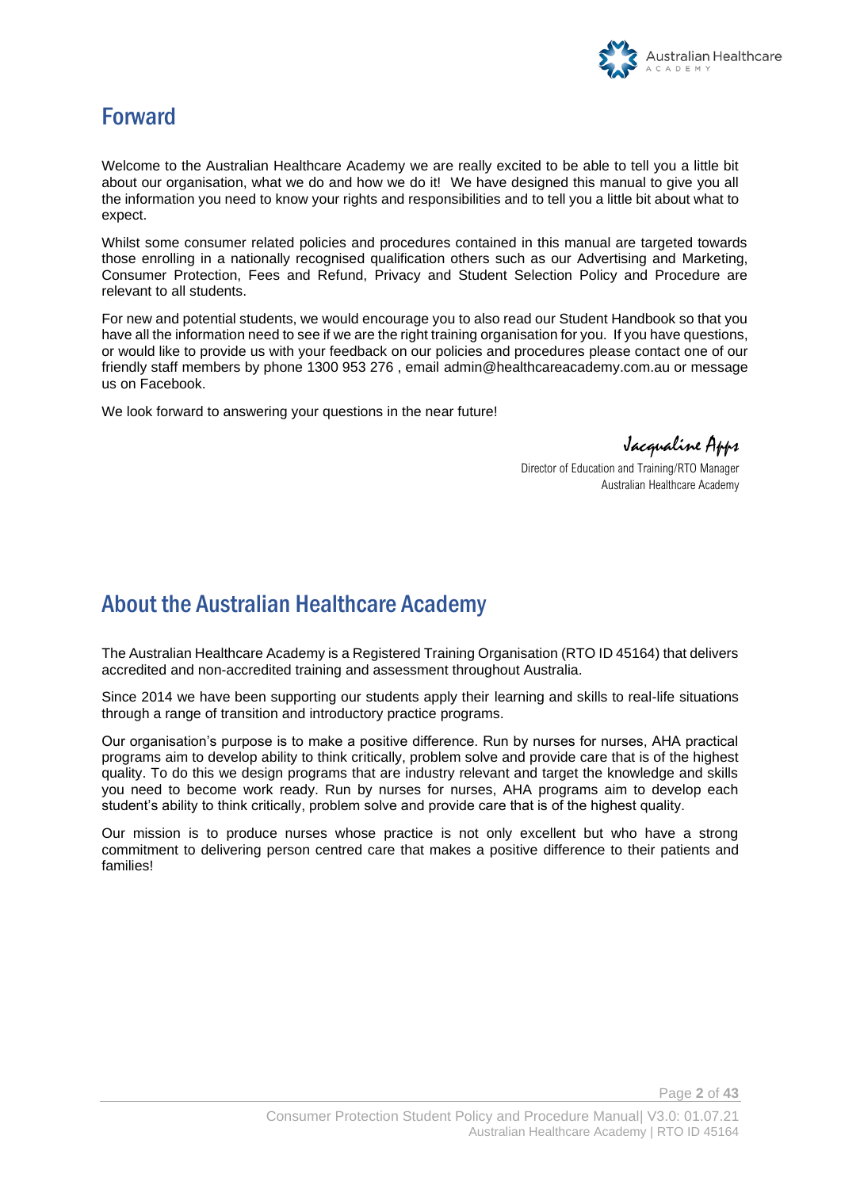# Forward

Welcome to the Australian Healthcare Academy we are really excited to be able to tell you a little bit about our organisation, what we do and how we do it! We have designed this manual to give you all the information you need to know your rights and responsibilities and to tell you a little bit about what to expect.

Whilst some consumer related policies and procedures contained in this manual are targeted towards those enrolling in a nationally recognised qualification others such as our Advertising and Marketing, Consumer Protection, Fees and Refund, Privacy and Student Selection Policy and Procedure are relevant to all students.

For new and potential students, we would encourage you to also read our Student Handbook so that you have all the information need to see if we are the right training organisation for you. If you have questions, or would like to provide us with your feedback on our policies and procedures please contact one of our friendly staff members by phone 1300 953 276 , email admin@healthcareacademy.com.au or message us on Facebook.

We look forward to answering your questions in the near future!

*Jacqualine Apps*

Director of Education and Training/RTO Manager
Australian Healthcare Academy

# About the Australian Healthcare Academy

The Australian Healthcare Academy is a Registered Training Organisation (RTO ID 45164) that delivers accredited and non-accredited training and assessment throughout Australia.

Since 2014 we have been supporting our students apply their learning and skills to real-life situations through a range of transition and introductory practice programs.

Our organisation's purpose is to make a positive difference. Run by nurses for nurses, AHA practical programs aim to develop ability to think critically, problem solve and provide care that is of the highest quality. To do this we design programs that are industry relevant and target the knowledge and skills you need to become work ready. Run by nurses for nurses, AHA programs aim to develop each student's ability to think critically, problem solve and provide care that is of the highest quality.

Our mission is to produce nurses whose practice is not only excellent but who have a strong commitment to delivering person centred care that makes a positive difference to their patients and families!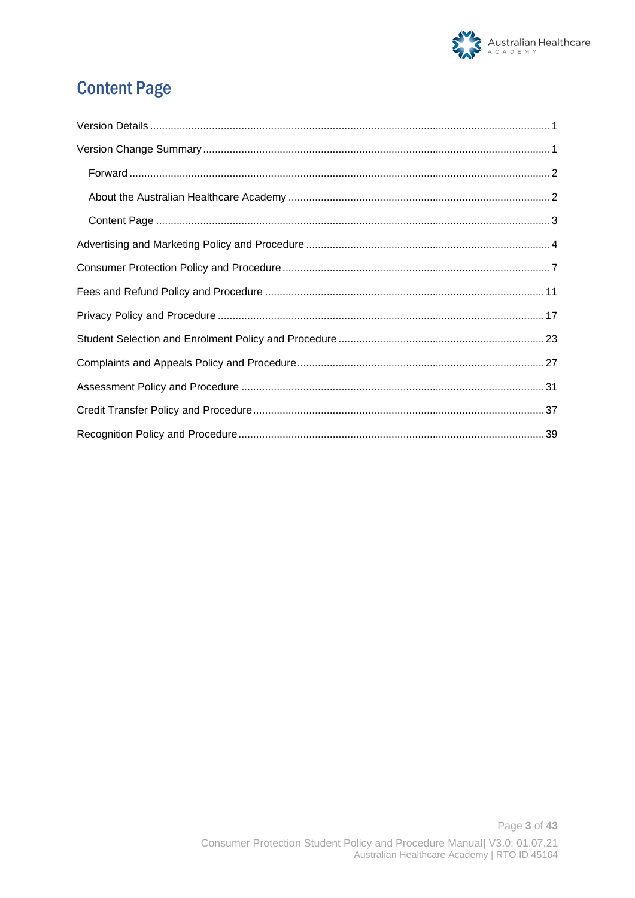# Content Page

Version Details ........ 1

Version Change Summary ........ 1

- Forward ........ 2
- About the Australian Healthcare Academy ........ 2
- Content Page ........ 3

Advertising and Marketing Policy and Procedure ........ 4

Consumer Protection Policy and Procedure ........ 7

Fees and Refund Policy and Procedure ........ 11

Privacy Policy and Procedure ........ 17

Student Selection and Enrolment Policy and Procedure ........ 23

Complaints and Appeals Policy and Procedure ........ 27

Assessment Policy and Procedure ........ 31

Credit Transfer Policy and Procedure ........ 37

Recognition Policy and Procedure ........ 39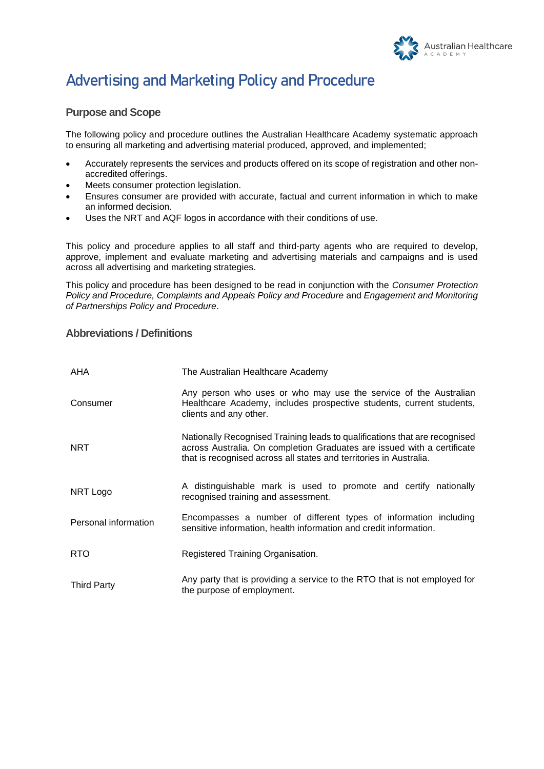# Advertising and Marketing Policy and Procedure

## Purpose and Scope

The following policy and procedure outlines the Australian Healthcare Academy systematic approach to ensuring all marketing and advertising material produced, approved, and implemented;

- Accurately represents the services and products offered on its scope of registration and other non-accredited offerings.
- Meets consumer protection legislation.
- Ensures consumer are provided with accurate, factual and current information in which to make an informed decision.
- Uses the NRT and AQF logos in accordance with their conditions of use.

This policy and procedure applies to all staff and third-party agents who are required to develop, approve, implement and evaluate marketing and advertising materials and campaigns and is used across all advertising and marketing strategies.

This policy and procedure has been designed to be read in conjunction with the *Consumer Protection Policy and Procedure, Complaints and Appeals Policy and Procedure* and *Engagement and Monitoring of Partnerships Policy and Procedure*.

## Abbreviations / Definitions

| | |
|---|---|
| AHA | The Australian Healthcare Academy |
| Consumer | Any person who uses or who may use the service of the Australian Healthcare Academy, includes prospective students, current students, clients and any other. |
| NRT | Nationally Recognised Training leads to qualifications that are recognised across Australia. On completion Graduates are issued with a certificate that is recognised across all states and territories in Australia. |
| NRT Logo | A distinguishable mark is used to promote and certify nationally recognised training and assessment. |
| Personal information | Encompasses a number of different types of information including sensitive information, health information and credit information. |
| RTO | Registered Training Organisation. |
| Third Party | Any party that is providing a service to the RTO that is not employed for the purpose of employment. |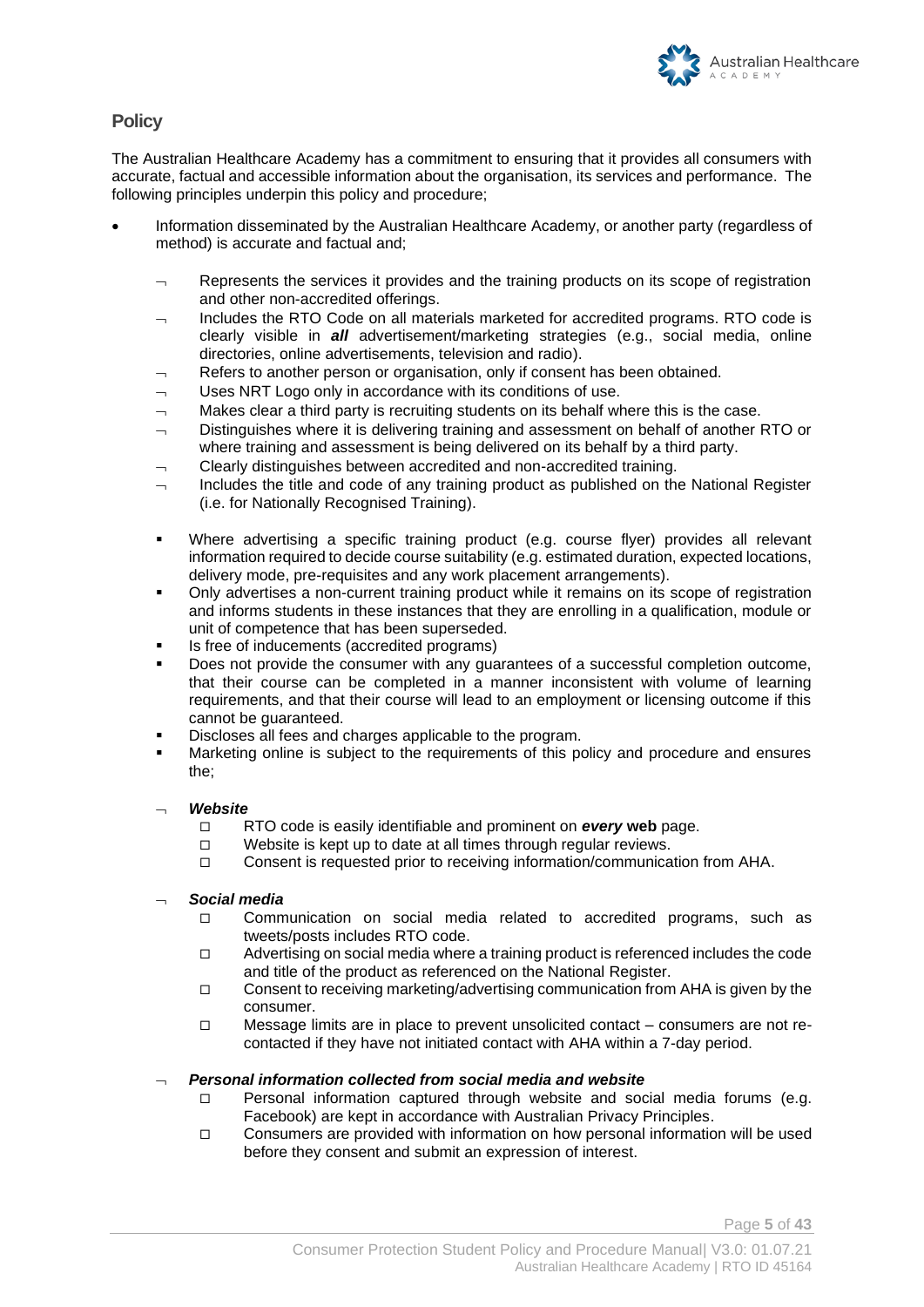## Policy

The Australian Healthcare Academy has a commitment to ensuring that it provides all consumers with accurate, factual and accessible information about the organisation, its services and performance. The following principles underpin this policy and procedure;

- Information disseminated by the Australian Healthcare Academy, or another party (regardless of method) is accurate and factual and;
  - Represents the services it provides and the training products on its scope of registration and other non-accredited offerings.
  - Includes the RTO Code on all materials marketed for accredited programs. RTO code is clearly visible in ***all*** advertisement/marketing strategies (e.g., social media, online directories, online advertisements, television and radio).
  - Refers to another person or organisation, only if consent has been obtained.
  - Uses NRT Logo only in accordance with its conditions of use.
  - Makes clear a third party is recruiting students on its behalf where this is the case.
  - Distinguishes where it is delivering training and assessment on behalf of another RTO or where training and assessment is being delivered on its behalf by a third party.
  - Clearly distinguishes between accredited and non-accredited training.
  - Includes the title and code of any training product as published on the National Register (i.e. for Nationally Recognised Training).

  - Where advertising a specific training product (e.g. course flyer) provides all relevant information required to decide course suitability (e.g. estimated duration, expected locations, delivery mode, pre-requisites and any work placement arrangements).
  - Only advertises a non-current training product while it remains on its scope of registration and informs students in these instances that they are enrolling in a qualification, module or unit of competence that has been superseded.
  - Is free of inducements (accredited programs)
  - Does not provide the consumer with any guarantees of a successful completion outcome, that their course can be completed in a manner inconsistent with volume of learning requirements, and that their course will lead to an employment or licensing outcome if this cannot be guaranteed.
  - Discloses all fees and charges applicable to the program.
  - Marketing online is subject to the requirements of this policy and procedure and ensures the;

  - ***Website***
    - RTO code is easily identifiable and prominent on ***every* web** page.
    - Website is kept up to date at all times through regular reviews.
    - Consent is requested prior to receiving information/communication from AHA.

  - ***Social media***
    - Communication on social media related to accredited programs, such as tweets/posts includes RTO code.
    - Advertising on social media where a training product is referenced includes the code and title of the product as referenced on the National Register.
    - Consent to receiving marketing/advertising communication from AHA is given by the consumer.
    - Message limits are in place to prevent unsolicited contact – consumers are not re-contacted if they have not initiated contact with AHA within a 7-day period.

  - ***Personal information collected from social media and website***
    - Personal information captured through website and social media forums (e.g. Facebook) are kept in accordance with Australian Privacy Principles.
    - Consumers are provided with information on how personal information will be used before they consent and submit an expression of interest.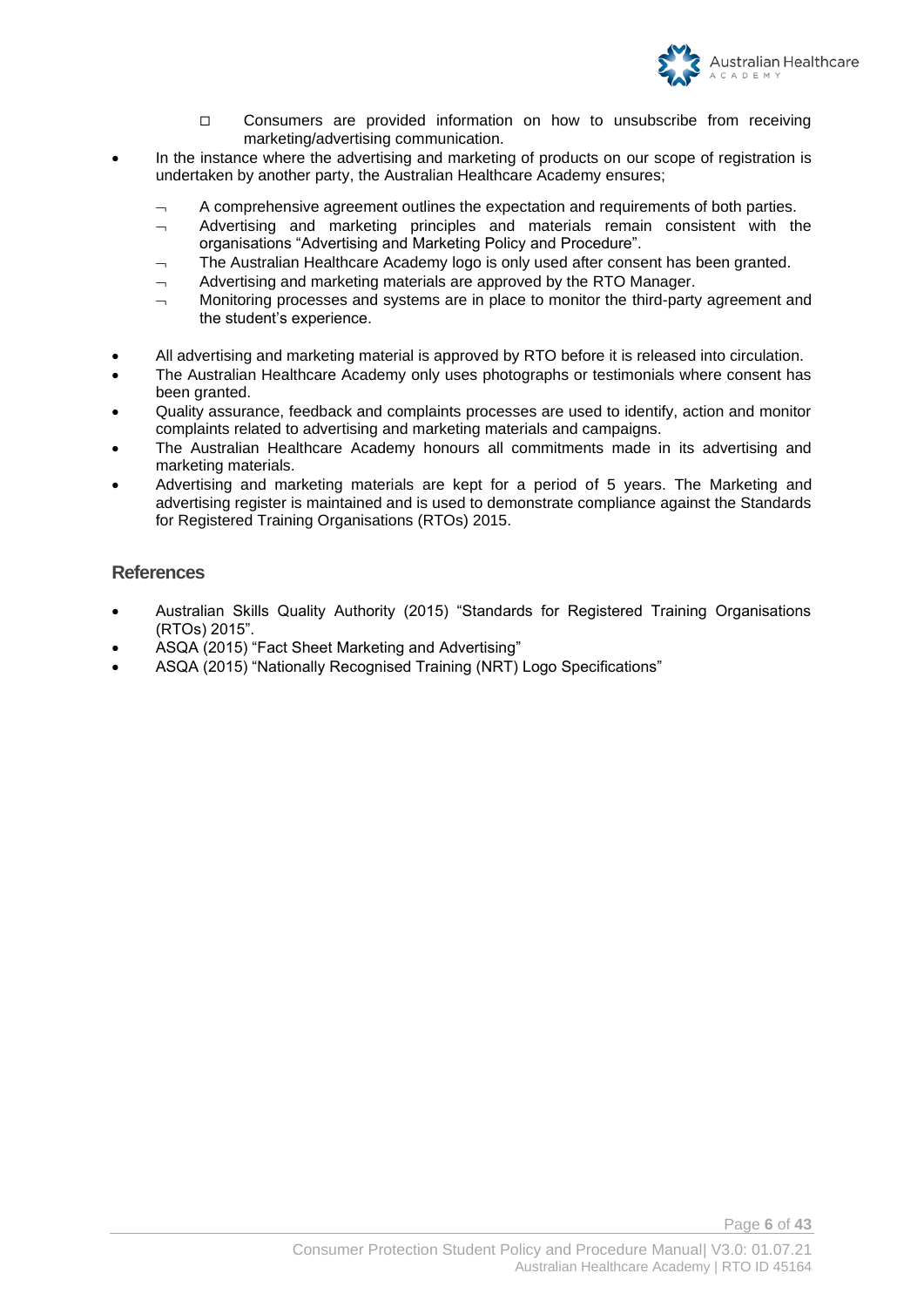- Consumers are provided information on how to unsubscribe from receiving marketing/advertising communication.
- In the instance where the advertising and marketing of products on our scope of registration is undertaken by another party, the Australian Healthcare Academy ensures;
  - A comprehensive agreement outlines the expectation and requirements of both parties.
  - Advertising and marketing principles and materials remain consistent with the organisations "Advertising and Marketing Policy and Procedure".
  - The Australian Healthcare Academy logo is only used after consent has been granted.
  - Advertising and marketing materials are approved by the RTO Manager.
  - Monitoring processes and systems are in place to monitor the third-party agreement and the student's experience.
- All advertising and marketing material is approved by RTO before it is released into circulation.
- The Australian Healthcare Academy only uses photographs or testimonials where consent has been granted.
- Quality assurance, feedback and complaints processes are used to identify, action and monitor complaints related to advertising and marketing materials and campaigns.
- The Australian Healthcare Academy honours all commitments made in its advertising and marketing materials.
- Advertising and marketing materials are kept for a period of 5 years. The Marketing and advertising register is maintained and is used to demonstrate compliance against the Standards for Registered Training Organisations (RTOs) 2015.

## References

- Australian Skills Quality Authority (2015) "Standards for Registered Training Organisations (RTOs) 2015".
- ASQA (2015) "Fact Sheet Marketing and Advertising"
- ASQA (2015) "Nationally Recognised Training (NRT) Logo Specifications"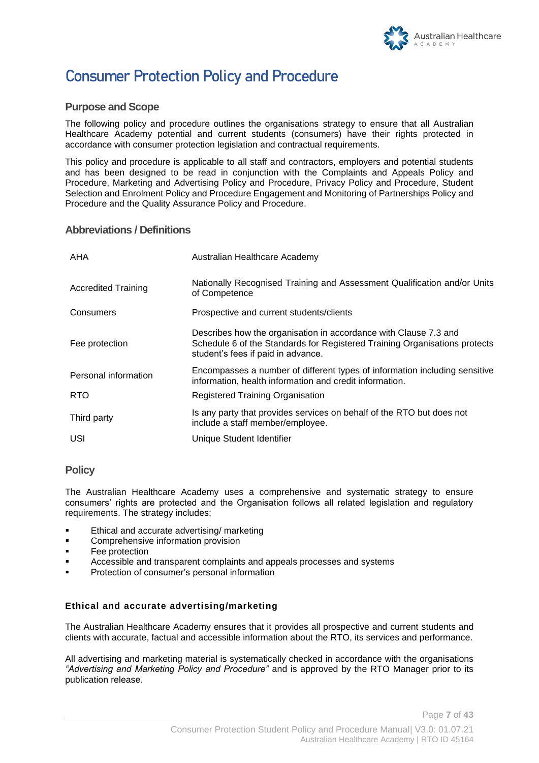# Consumer Protection Policy and Procedure

## Purpose and Scope

The following policy and procedure outlines the organisations strategy to ensure that all Australian Healthcare Academy potential and current students (consumers) have their rights protected in accordance with consumer protection legislation and contractual requirements.

This policy and procedure is applicable to all staff and contractors, employers and potential students and has been designed to be read in conjunction with the Complaints and Appeals Policy and Procedure, Marketing and Advertising Policy and Procedure, Privacy Policy and Procedure, Student Selection and Enrolment Policy and Procedure Engagement and Monitoring of Partnerships Policy and Procedure and the Quality Assurance Policy and Procedure.

## Abbreviations / Definitions

| | |
|---|---|
| AHA | Australian Healthcare Academy |
| Accredited Training | Nationally Recognised Training and Assessment Qualification and/or Units of Competence |
| Consumers | Prospective and current students/clients |
| Fee protection | Describes how the organisation in accordance with Clause 7.3 and Schedule 6 of the Standards for Registered Training Organisations protects student's fees if paid in advance. |
| Personal information | Encompasses a number of different types of information including sensitive information, health information and credit information. |
| RTO | Registered Training Organisation |
| Third party | Is any party that provides services on behalf of the RTO but does not include a staff member/employee. |
| USI | Unique Student Identifier |

## Policy

The Australian Healthcare Academy uses a comprehensive and systematic strategy to ensure consumers' rights are protected and the Organisation follows all related legislation and regulatory requirements. The strategy includes;

- Ethical and accurate advertising/ marketing
- Comprehensive information provision
- Fee protection
- Accessible and transparent complaints and appeals processes and systems
- Protection of consumer's personal information

### Ethical and accurate advertising/marketing

The Australian Healthcare Academy ensures that it provides all prospective and current students and clients with accurate, factual and accessible information about the RTO, its services and performance.

All advertising and marketing material is systematically checked in accordance with the organisations *"Advertising and Marketing Policy and Procedure"* and is approved by the RTO Manager prior to its publication release.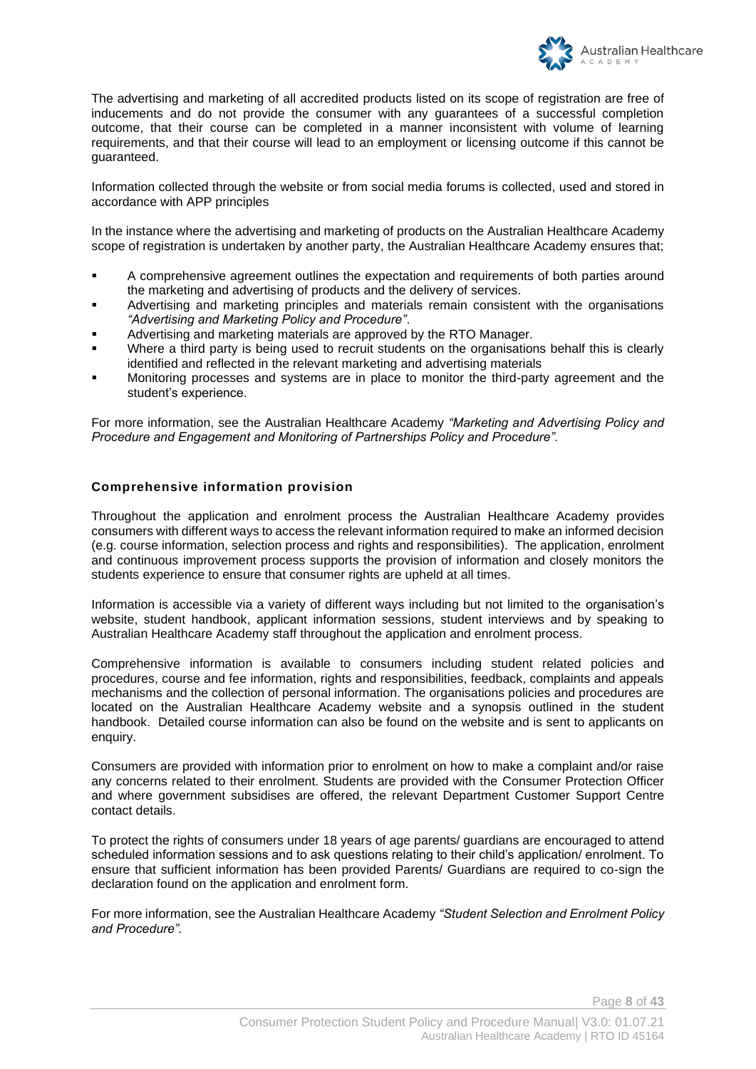The advertising and marketing of all accredited products listed on its scope of registration are free of inducements and do not provide the consumer with any guarantees of a successful completion outcome, that their course can be completed in a manner inconsistent with volume of learning requirements, and that their course will lead to an employment or licensing outcome if this cannot be guaranteed.

Information collected through the website or from social media forums is collected, used and stored in accordance with APP principles

In the instance where the advertising and marketing of products on the Australian Healthcare Academy scope of registration is undertaken by another party, the Australian Healthcare Academy ensures that;

- A comprehensive agreement outlines the expectation and requirements of both parties around the marketing and advertising of products and the delivery of services.
- Advertising and marketing principles and materials remain consistent with the organisations *"Advertising and Marketing Policy and Procedure"*.
- Advertising and marketing materials are approved by the RTO Manager.
- Where a third party is being used to recruit students on the organisations behalf this is clearly identified and reflected in the relevant marketing and advertising materials
- Monitoring processes and systems are in place to monitor the third-party agreement and the student's experience.

For more information, see the Australian Healthcare Academy *"Marketing and Advertising Policy and Procedure and Engagement and Monitoring of Partnerships Policy and Procedure".*

### Comprehensive information provision

Throughout the application and enrolment process the Australian Healthcare Academy provides consumers with different ways to access the relevant information required to make an informed decision (e.g. course information, selection process and rights and responsibilities). The application, enrolment and continuous improvement process supports the provision of information and closely monitors the students experience to ensure that consumer rights are upheld at all times.

Information is accessible via a variety of different ways including but not limited to the organisation's website, student handbook, applicant information sessions, student interviews and by speaking to Australian Healthcare Academy staff throughout the application and enrolment process.

Comprehensive information is available to consumers including student related policies and procedures, course and fee information, rights and responsibilities, feedback, complaints and appeals mechanisms and the collection of personal information. The organisations policies and procedures are located on the Australian Healthcare Academy website and a synopsis outlined in the student handbook. Detailed course information can also be found on the website and is sent to applicants on enquiry.

Consumers are provided with information prior to enrolment on how to make a complaint and/or raise any concerns related to their enrolment. Students are provided with the Consumer Protection Officer and where government subsidises are offered, the relevant Department Customer Support Centre contact details.

To protect the rights of consumers under 18 years of age parents/ guardians are encouraged to attend scheduled information sessions and to ask questions relating to their child's application/ enrolment. To ensure that sufficient information has been provided Parents/ Guardians are required to co-sign the declaration found on the application and enrolment form.

For more information, see the Australian Healthcare Academy *"Student Selection and Enrolment Policy and Procedure".*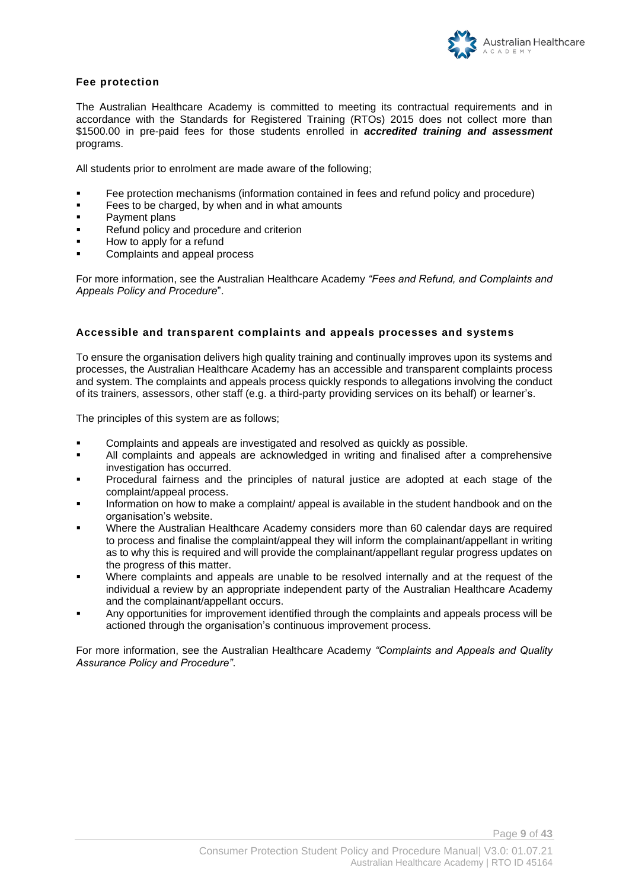### Fee protection

The Australian Healthcare Academy is committed to meeting its contractual requirements and in accordance with the Standards for Registered Training (RTOs) 2015 does not collect more than $1500.00 in pre-paid fees for those students enrolled in ***accredited training and assessment*** programs.

All students prior to enrolment are made aware of the following;

- Fee protection mechanisms (information contained in fees and refund policy and procedure)
- Fees to be charged, by when and in what amounts
- Payment plans
- Refund policy and procedure and criterion
- How to apply for a refund
- Complaints and appeal process

For more information, see the Australian Healthcare Academy *"Fees and Refund, and Complaints and Appeals Policy and Procedure*".

### Accessible and transparent complaints and appeals processes and systems

To ensure the organisation delivers high quality training and continually improves upon its systems and processes, the Australian Healthcare Academy has an accessible and transparent complaints process and system. The complaints and appeals process quickly responds to allegations involving the conduct of its trainers, assessors, other staff (e.g. a third-party providing services on its behalf) or learner's.

The principles of this system are as follows;

- Complaints and appeals are investigated and resolved as quickly as possible.
- All complaints and appeals are acknowledged in writing and finalised after a comprehensive investigation has occurred.
- Procedural fairness and the principles of natural justice are adopted at each stage of the complaint/appeal process.
- Information on how to make a complaint/ appeal is available in the student handbook and on the organisation's website.
- Where the Australian Healthcare Academy considers more than 60 calendar days are required to process and finalise the complaint/appeal they will inform the complainant/appellant in writing as to why this is required and will provide the complainant/appellant regular progress updates on the progress of this matter.
- Where complaints and appeals are unable to be resolved internally and at the request of the individual a review by an appropriate independent party of the Australian Healthcare Academy and the complainant/appellant occurs.
- Any opportunities for improvement identified through the complaints and appeals process will be actioned through the organisation's continuous improvement process.

For more information, see the Australian Healthcare Academy *"Complaints and Appeals and Quality Assurance Policy and Procedure"*.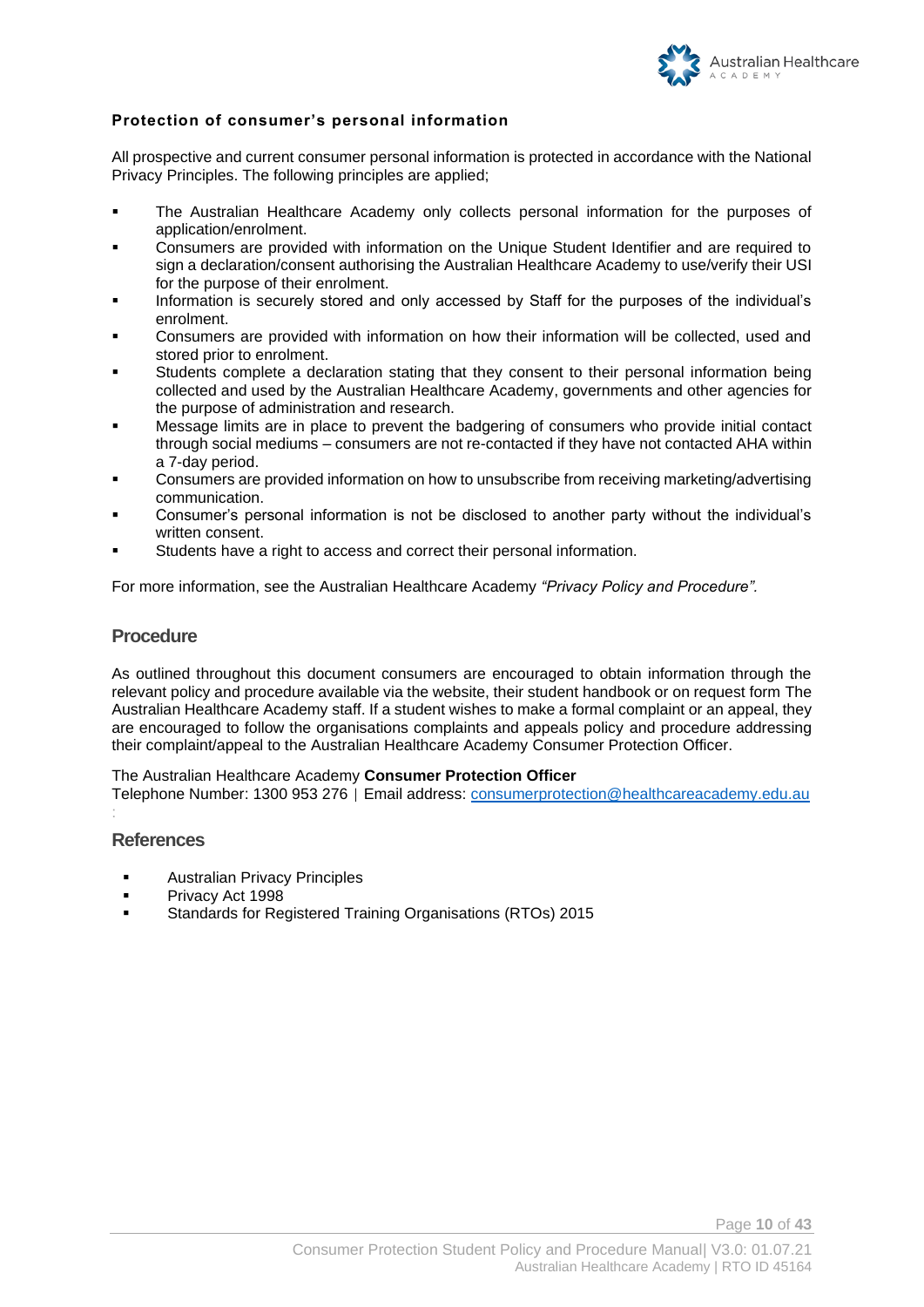### Protection of consumer's personal information

All prospective and current consumer personal information is protected in accordance with the National Privacy Principles. The following principles are applied;

- The Australian Healthcare Academy only collects personal information for the purposes of application/enrolment.
- Consumers are provided with information on the Unique Student Identifier and are required to sign a declaration/consent authorising the Australian Healthcare Academy to use/verify their USI for the purpose of their enrolment.
- Information is securely stored and only accessed by Staff for the purposes of the individual's enrolment.
- Consumers are provided with information on how their information will be collected, used and stored prior to enrolment.
- Students complete a declaration stating that they consent to their personal information being collected and used by the Australian Healthcare Academy, governments and other agencies for the purpose of administration and research.
- Message limits are in place to prevent the badgering of consumers who provide initial contact through social mediums – consumers are not re-contacted if they have not contacted AHA within a 7-day period.
- Consumers are provided information on how to unsubscribe from receiving marketing/advertising communication.
- Consumer's personal information is not be disclosed to another party without the individual's written consent.
- Students have a right to access and correct their personal information.

For more information, see the Australian Healthcare Academy *"Privacy Policy and Procedure".*

## Procedure

As outlined throughout this document consumers are encouraged to obtain information through the relevant policy and procedure available via the website, their student handbook or on request form The Australian Healthcare Academy staff. If a student wishes to make a formal complaint or an appeal, they are encouraged to follow the organisations complaints and appeals policy and procedure addressing their complaint/appeal to the Australian Healthcare Academy Consumer Protection Officer.

The Australian Healthcare Academy **Consumer Protection Officer**
Telephone Number: 1300 953 276 | Email address: consumerprotection@healthcareacademy.edu.au

## References

- Australian Privacy Principles
- Privacy Act 1998
- Standards for Registered Training Organisations (RTOs) 2015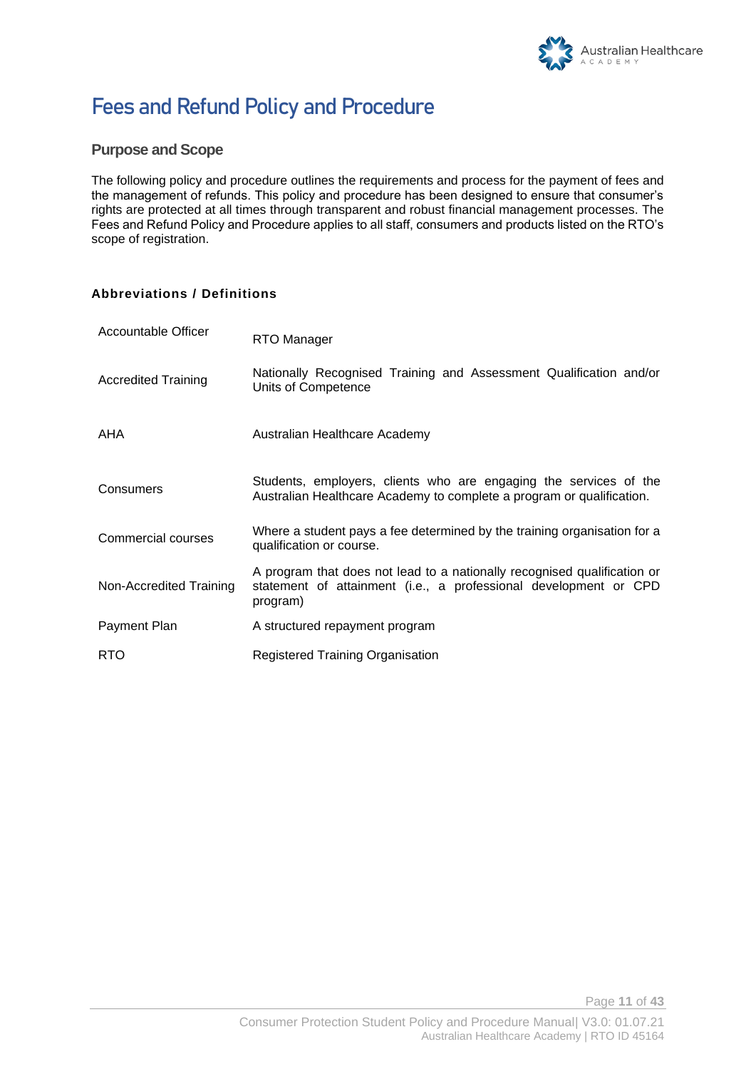# Fees and Refund Policy and Procedure

## Purpose and Scope

The following policy and procedure outlines the requirements and process for the payment of fees and the management of refunds. This policy and procedure has been designed to ensure that consumer's rights are protected at all times through transparent and robust financial management processes. The Fees and Refund Policy and Procedure applies to all staff, consumers and products listed on the RTO's scope of registration.

### Abbreviations / Definitions

| | |
|---|---|
| Accountable Officer | RTO Manager |
| Accredited Training | Nationally Recognised Training and Assessment Qualification and/or Units of Competence |
| AHA | Australian Healthcare Academy |
| Consumers | Students, employers, clients who are engaging the services of the Australian Healthcare Academy to complete a program or qualification. |
| Commercial courses | Where a student pays a fee determined by the training organisation for a qualification or course. |
| Non-Accredited Training | A program that does not lead to a nationally recognised qualification or statement of attainment (i.e., a professional development or CPD program) |
| Payment Plan | A structured repayment program |
| RTO | Registered Training Organisation |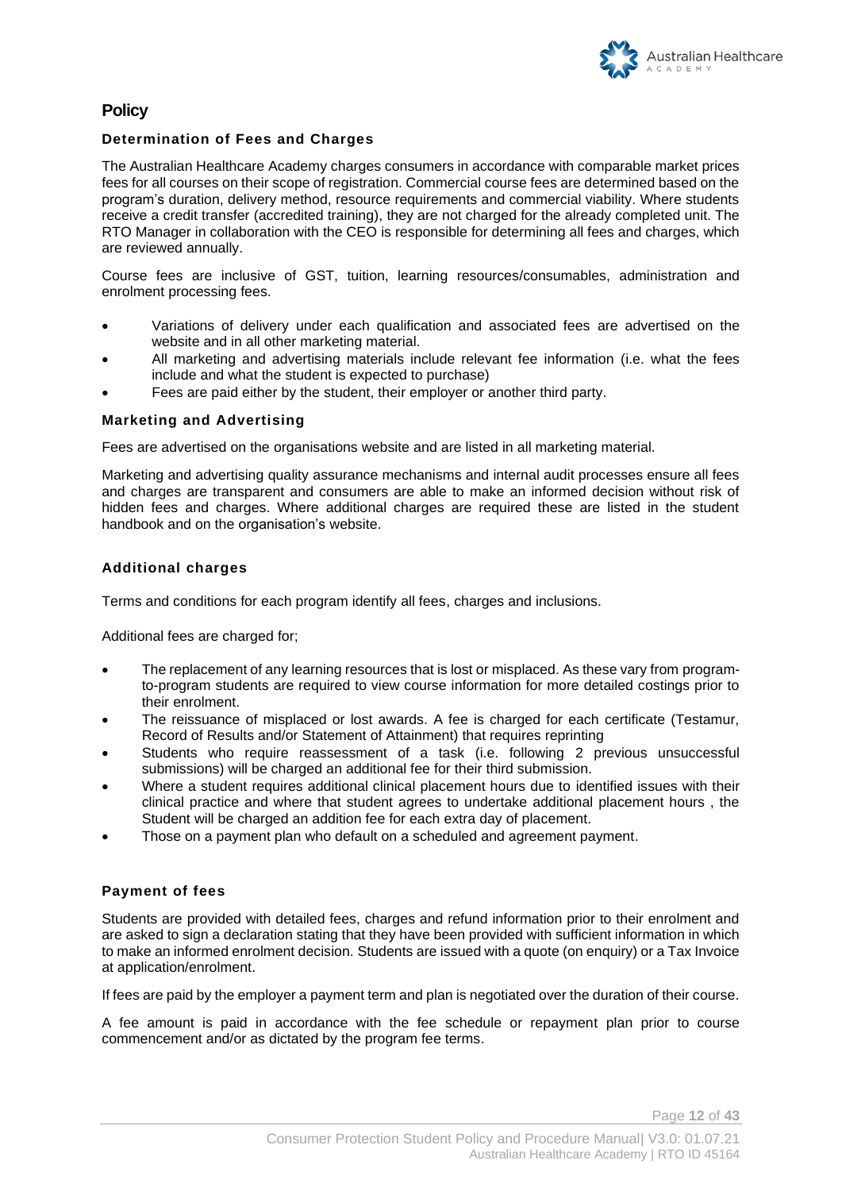## Policy

### Determination of Fees and Charges

The Australian Healthcare Academy charges consumers in accordance with comparable market prices fees for all courses on their scope of registration. Commercial course fees are determined based on the program's duration, delivery method, resource requirements and commercial viability. Where students receive a credit transfer (accredited training), they are not charged for the already completed unit. The RTO Manager in collaboration with the CEO is responsible for determining all fees and charges, which are reviewed annually.

Course fees are inclusive of GST, tuition, learning resources/consumables, administration and enrolment processing fees.

- Variations of delivery under each qualification and associated fees are advertised on the website and in all other marketing material.
- All marketing and advertising materials include relevant fee information (i.e. what the fees include and what the student is expected to purchase)
- Fees are paid either by the student, their employer or another third party.

### Marketing and Advertising

Fees are advertised on the organisations website and are listed in all marketing material.

Marketing and advertising quality assurance mechanisms and internal audit processes ensure all fees and charges are transparent and consumers are able to make an informed decision without risk of hidden fees and charges. Where additional charges are required these are listed in the student handbook and on the organisation's website.

### Additional charges

Terms and conditions for each program identify all fees, charges and inclusions.

Additional fees are charged for;

- The replacement of any learning resources that is lost or misplaced. As these vary from program-to-program students are required to view course information for more detailed costings prior to their enrolment.
- The reissuance of misplaced or lost awards. A fee is charged for each certificate (Testamur, Record of Results and/or Statement of Attainment) that requires reprinting
- Students who require reassessment of a task (i.e. following 2 previous unsuccessful submissions) will be charged an additional fee for their third submission.
- Where a student requires additional clinical placement hours due to identified issues with their clinical practice and where that student agrees to undertake additional placement hours , the Student will be charged an addition fee for each extra day of placement.
- Those on a payment plan who default on a scheduled and agreement payment.

### Payment of fees

Students are provided with detailed fees, charges and refund information prior to their enrolment and are asked to sign a declaration stating that they have been provided with sufficient information in which to make an informed enrolment decision. Students are issued with a quote (on enquiry) or a Tax Invoice at application/enrolment.

If fees are paid by the employer a payment term and plan is negotiated over the duration of their course.

A fee amount is paid in accordance with the fee schedule or repayment plan prior to course commencement and/or as dictated by the program fee terms.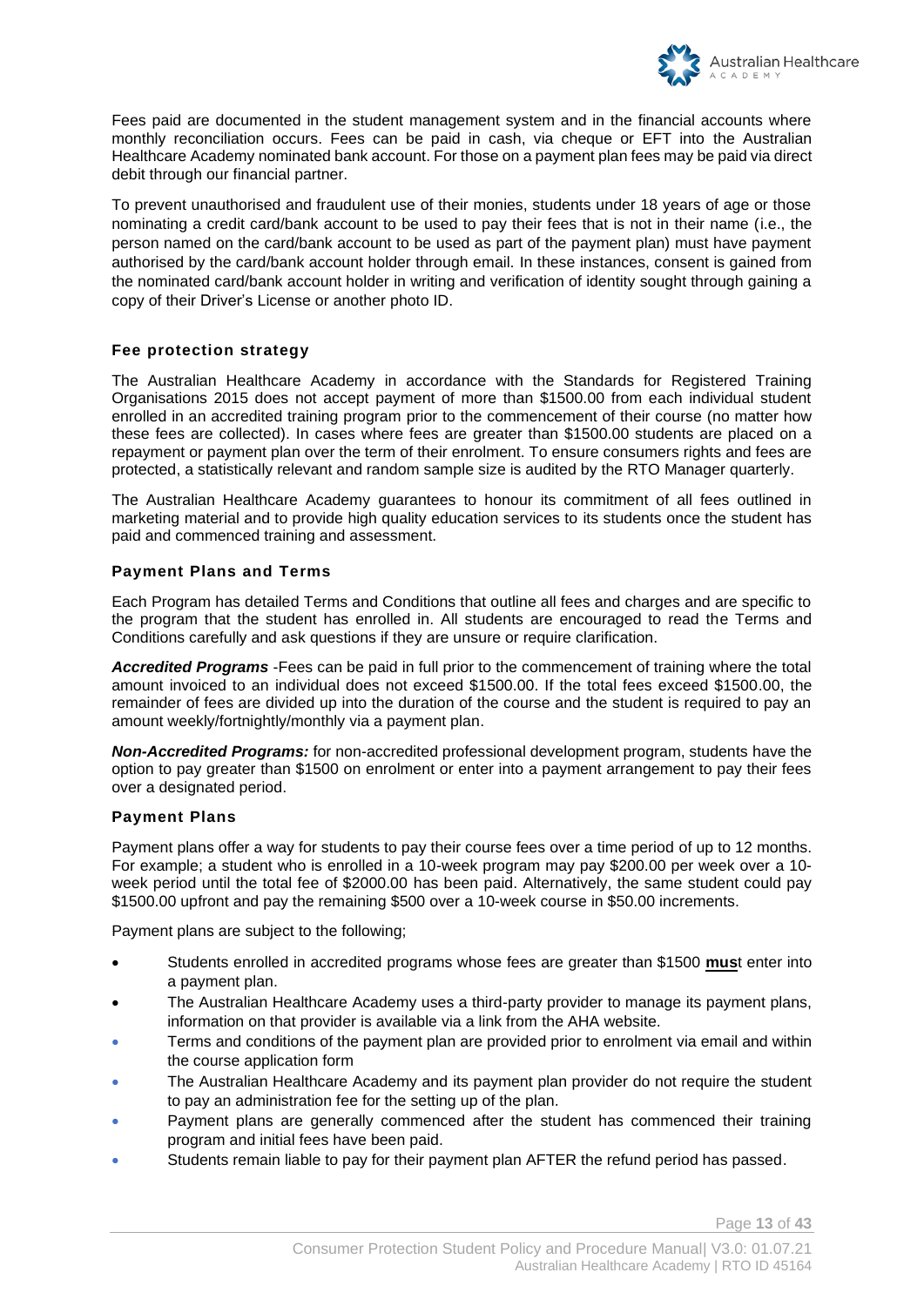Fees paid are documented in the student management system and in the financial accounts where monthly reconciliation occurs. Fees can be paid in cash, via cheque or EFT into the Australian Healthcare Academy nominated bank account. For those on a payment plan fees may be paid via direct debit through our financial partner.

To prevent unauthorised and fraudulent use of their monies, students under 18 years of age or those nominating a credit card/bank account to be used to pay their fees that is not in their name (i.e., the person named on the card/bank account to be used as part of the payment plan) must have payment authorised by the card/bank account holder through email. In these instances, consent is gained from the nominated card/bank account holder in writing and verification of identity sought through gaining a copy of their Driver's License or another photo ID.

### Fee protection strategy

The Australian Healthcare Academy in accordance with the Standards for Registered Training Organisations 2015 does not accept payment of more than $1500.00 from each individual student enrolled in an accredited training program prior to the commencement of their course (no matter how these fees are collected). In cases where fees are greater than $1500.00 students are placed on a repayment or payment plan over the term of their enrolment. To ensure consumers rights and fees are protected, a statistically relevant and random sample size is audited by the RTO Manager quarterly.

The Australian Healthcare Academy guarantees to honour its commitment of all fees outlined in marketing material and to provide high quality education services to its students once the student has paid and commenced training and assessment.

### Payment Plans and Terms

Each Program has detailed Terms and Conditions that outline all fees and charges and are specific to the program that the student has enrolled in. All students are encouraged to read the Terms and Conditions carefully and ask questions if they are unsure or require clarification.

***Accredited Programs*** -Fees can be paid in full prior to the commencement of training where the total amount invoiced to an individual does not exceed $1500.00. If the total fees exceed $1500.00, the remainder of fees are divided up into the duration of the course and the student is required to pay an amount weekly/fortnightly/monthly via a payment plan.

***Non-Accredited Programs:*** for non-accredited professional development program, students have the option to pay greater than $1500 on enrolment or enter into a payment arrangement to pay their fees over a designated period.

### Payment Plans

Payment plans offer a way for students to pay their course fees over a time period of up to 12 months. For example; a student who is enrolled in a 10-week program may pay $200.00 per week over a 10-week period until the total fee of $2000.00 has been paid. Alternatively, the same student could pay $1500.00 upfront and pay the remaining $500 over a 10-week course in $50.00 increments.

Payment plans are subject to the following;

- Students enrolled in accredited programs whose fees are greater than $1500 **must** enter into a payment plan.
- The Australian Healthcare Academy uses a third-party provider to manage its payment plans, information on that provider is available via a link from the AHA website.
- Terms and conditions of the payment plan are provided prior to enrolment via email and within the course application form
- The Australian Healthcare Academy and its payment plan provider do not require the student to pay an administration fee for the setting up of the plan.
- Payment plans are generally commenced after the student has commenced their training program and initial fees have been paid.
- Students remain liable to pay for their payment plan AFTER the refund period has passed.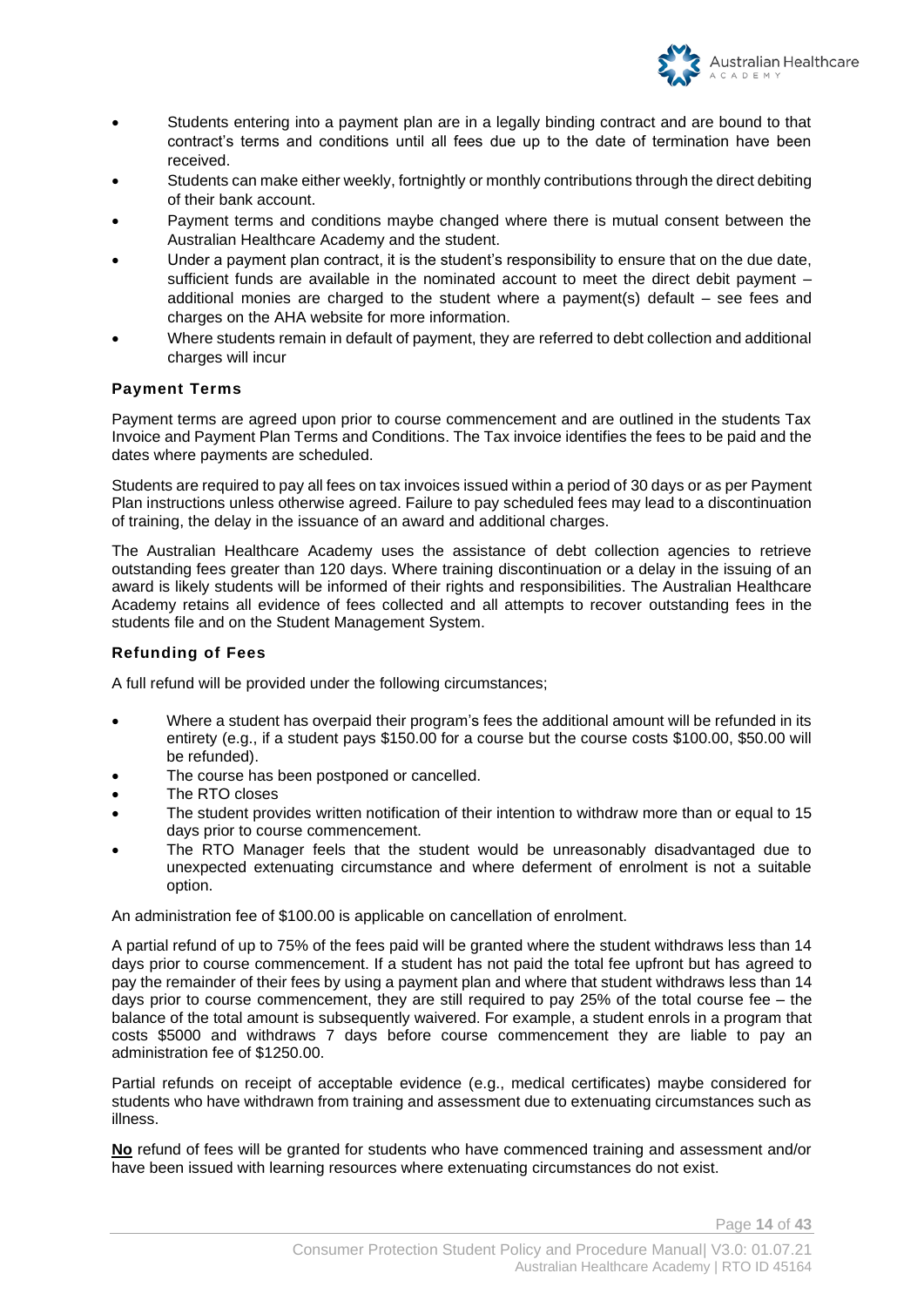- Students entering into a payment plan are in a legally binding contract and are bound to that contract's terms and conditions until all fees due up to the date of termination have been received.
- Students can make either weekly, fortnightly or monthly contributions through the direct debiting of their bank account.
- Payment terms and conditions maybe changed where there is mutual consent between the Australian Healthcare Academy and the student.
- Under a payment plan contract, it is the student's responsibility to ensure that on the due date, sufficient funds are available in the nominated account to meet the direct debit payment – additional monies are charged to the student where a payment(s) default – see fees and charges on the AHA website for more information.
- Where students remain in default of payment, they are referred to debt collection and additional charges will incur

### Payment Terms

Payment terms are agreed upon prior to course commencement and are outlined in the students Tax Invoice and Payment Plan Terms and Conditions. The Tax invoice identifies the fees to be paid and the dates where payments are scheduled.

Students are required to pay all fees on tax invoices issued within a period of 30 days or as per Payment Plan instructions unless otherwise agreed. Failure to pay scheduled fees may lead to a discontinuation of training, the delay in the issuance of an award and additional charges.

The Australian Healthcare Academy uses the assistance of debt collection agencies to retrieve outstanding fees greater than 120 days. Where training discontinuation or a delay in the issuing of an award is likely students will be informed of their rights and responsibilities. The Australian Healthcare Academy retains all evidence of fees collected and all attempts to recover outstanding fees in the students file and on the Student Management System.

### Refunding of Fees

A full refund will be provided under the following circumstances;

- Where a student has overpaid their program's fees the additional amount will be refunded in its entirety (e.g., if a student pays $150.00 for a course but the course costs $100.00, $50.00 will be refunded).
- The course has been postponed or cancelled.
- The RTO closes
- The student provides written notification of their intention to withdraw more than or equal to 15 days prior to course commencement.
- The RTO Manager feels that the student would be unreasonably disadvantaged due to unexpected extenuating circumstance and where deferment of enrolment is not a suitable option.

An administration fee of $100.00 is applicable on cancellation of enrolment.

A partial refund of up to 75% of the fees paid will be granted where the student withdraws less than 14 days prior to course commencement. If a student has not paid the total fee upfront but has agreed to pay the remainder of their fees by using a payment plan and where that student withdraws less than 14 days prior to course commencement, they are still required to pay 25% of the total course fee – the balance of the total amount is subsequently waivered. For example, a student enrols in a program that costs $5000 and withdraws 7 days before course commencement they are liable to pay an administration fee of $1250.00.

Partial refunds on receipt of acceptable evidence (e.g., medical certificates) maybe considered for students who have withdrawn from training and assessment due to extenuating circumstances such as illness.

**No** refund of fees will be granted for students who have commenced training and assessment and/or have been issued with learning resources where extenuating circumstances do not exist.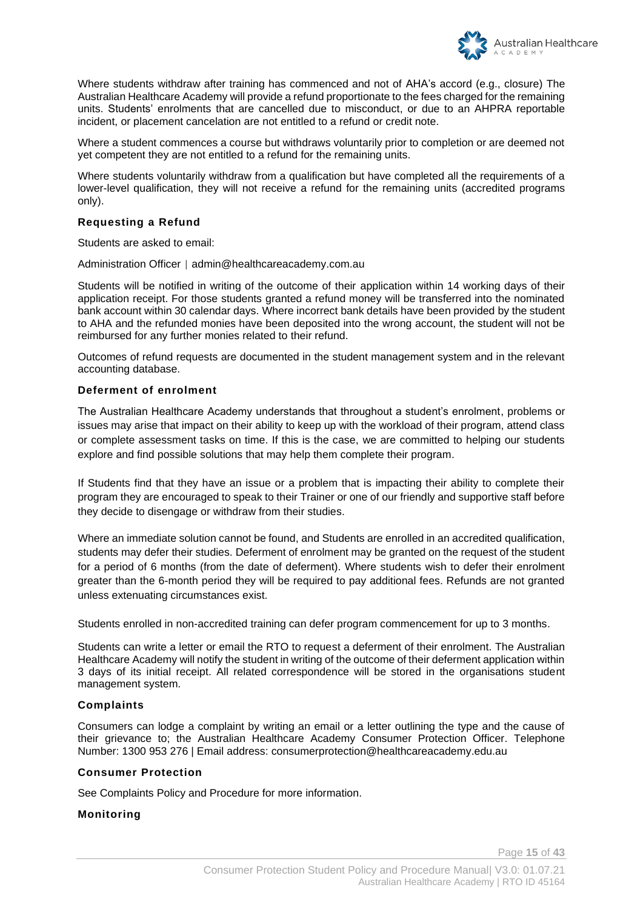Where students withdraw after training has commenced and not of AHA's accord (e.g., closure) The Australian Healthcare Academy will provide a refund proportionate to the fees charged for the remaining units. Students' enrolments that are cancelled due to misconduct, or due to an AHPRA reportable incident, or placement cancelation are not entitled to a refund or credit note.

Where a student commences a course but withdraws voluntarily prior to completion or are deemed not yet competent they are not entitled to a refund for the remaining units.

Where students voluntarily withdraw from a qualification but have completed all the requirements of a lower-level qualification, they will not receive a refund for the remaining units (accredited programs only).

### Requesting a Refund

Students are asked to email:

Administration Officer | admin@healthcareacademy.com.au

Students will be notified in writing of the outcome of their application within 14 working days of their application receipt. For those students granted a refund money will be transferred into the nominated bank account within 30 calendar days. Where incorrect bank details have been provided by the student to AHA and the refunded monies have been deposited into the wrong account, the student will not be reimbursed for any further monies related to their refund.

Outcomes of refund requests are documented in the student management system and in the relevant accounting database.

### Deferment of enrolment

The Australian Healthcare Academy understands that throughout a student's enrolment, problems or issues may arise that impact on their ability to keep up with the workload of their program, attend class or complete assessment tasks on time. If this is the case, we are committed to helping our students explore and find possible solutions that may help them complete their program.

If Students find that they have an issue or a problem that is impacting their ability to complete their program they are encouraged to speak to their Trainer or one of our friendly and supportive staff before they decide to disengage or withdraw from their studies.

Where an immediate solution cannot be found, and Students are enrolled in an accredited qualification, students may defer their studies. Deferment of enrolment may be granted on the request of the student for a period of 6 months (from the date of deferment). Where students wish to defer their enrolment greater than the 6-month period they will be required to pay additional fees. Refunds are not granted unless extenuating circumstances exist.

Students enrolled in non-accredited training can defer program commencement for up to 3 months.

Students can write a letter or email the RTO to request a deferment of their enrolment. The Australian Healthcare Academy will notify the student in writing of the outcome of their deferment application within 3 days of its initial receipt. All related correspondence will be stored in the organisations student management system.

### Complaints

Consumers can lodge a complaint by writing an email or a letter outlining the type and the cause of their grievance to; the Australian Healthcare Academy Consumer Protection Officer. Telephone Number: 1300 953 276 | Email address: consumerprotection@healthcareacademy.edu.au

### Consumer Protection

See Complaints Policy and Procedure for more information.

### Monitoring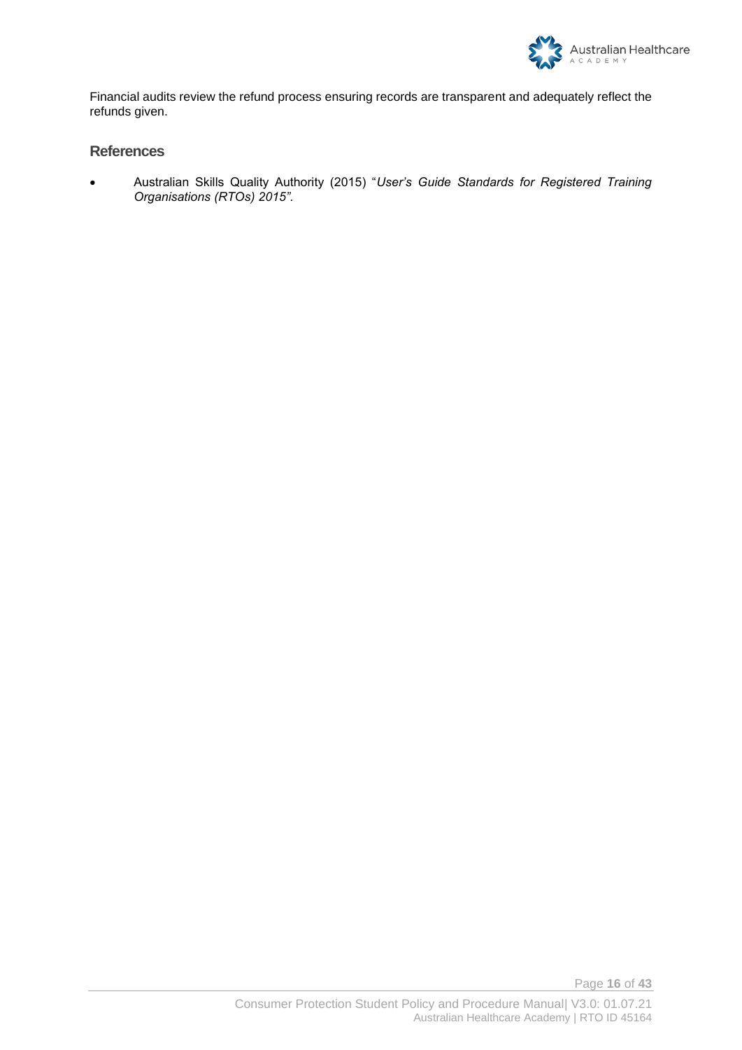Financial audits review the refund process ensuring records are transparent and adequately reflect the refunds given.

## References

- Australian Skills Quality Authority (2015) "*User's Guide Standards for Registered Training Organisations (RTOs) 2015".*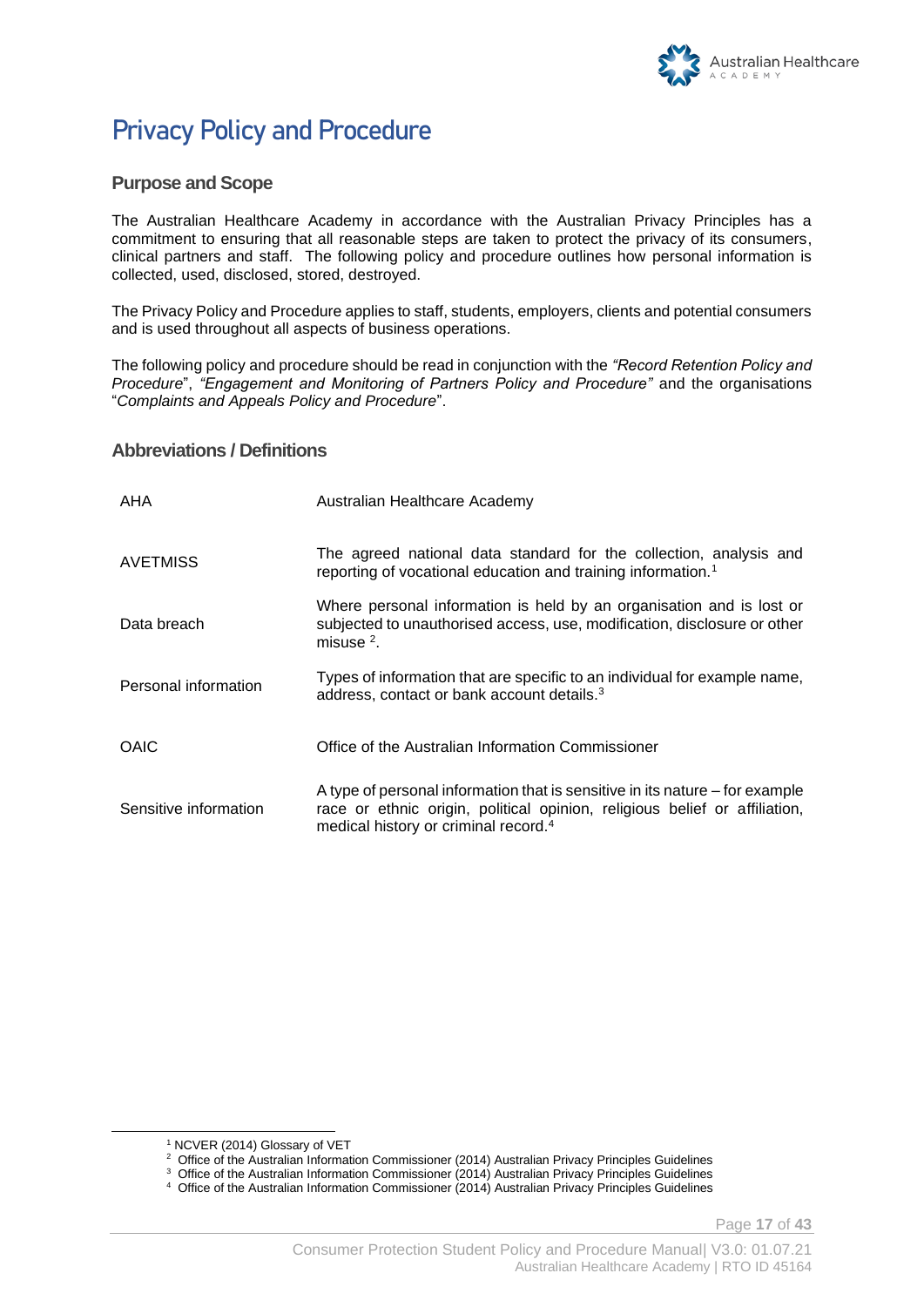# Privacy Policy and Procedure

## Purpose and Scope

The Australian Healthcare Academy in accordance with the Australian Privacy Principles has a commitment to ensuring that all reasonable steps are taken to protect the privacy of its consumers, clinical partners and staff. The following policy and procedure outlines how personal information is collected, used, disclosed, stored, destroyed.

The Privacy Policy and Procedure applies to staff, students, employers, clients and potential consumers and is used throughout all aspects of business operations.

The following policy and procedure should be read in conjunction with the *"Record Retention Policy and Procedure*", *"Engagement and Monitoring of Partners Policy and Procedure"* and the organisations "*Complaints and Appeals Policy and Procedure*".

## Abbreviations / Definitions

| | |
|---|---|
| AHA | Australian Healthcare Academy |
| AVETMISS | The agreed national data standard for the collection, analysis and reporting of vocational education and training information.[1] |
| Data breach | Where personal information is held by an organisation and is lost or subjected to unauthorised access, use, modification, disclosure or other misuse [2]. |
| Personal information | Types of information that are specific to an individual for example name, address, contact or bank account details.[3] |
| OAIC | Office of the Australian Information Commissioner |
| Sensitive information | A type of personal information that is sensitive in its nature – for example race or ethnic origin, political opinion, religious belief or affiliation, medical history or criminal record.[4] |

[1] NCVER (2014) Glossary of VET

[2] Office of the Australian Information Commissioner (2014) Australian Privacy Principles Guidelines

[3] Office of the Australian Information Commissioner (2014) Australian Privacy Principles Guidelines

[4] Office of the Australian Information Commissioner (2014) Australian Privacy Principles Guidelines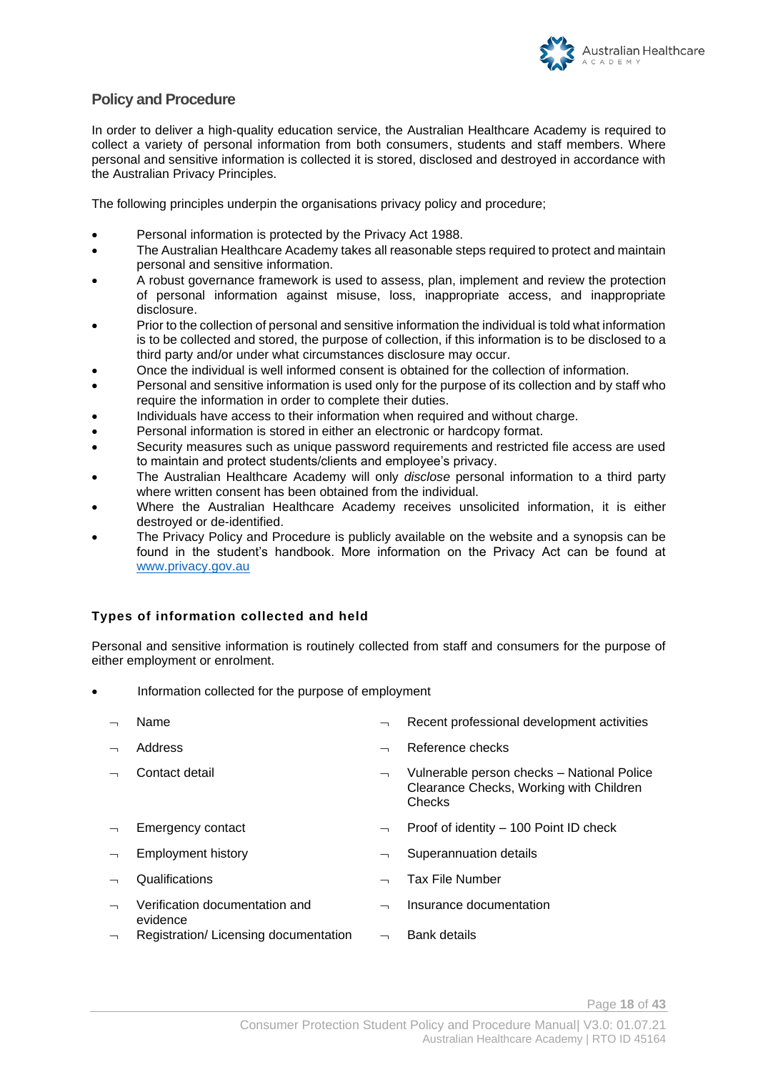## Policy and Procedure

In order to deliver a high-quality education service, the Australian Healthcare Academy is required to collect a variety of personal information from both consumers, students and staff members. Where personal and sensitive information is collected it is stored, disclosed and destroyed in accordance with the Australian Privacy Principles.

The following principles underpin the organisations privacy policy and procedure;

- Personal information is protected by the Privacy Act 1988.
- The Australian Healthcare Academy takes all reasonable steps required to protect and maintain personal and sensitive information.
- A robust governance framework is used to assess, plan, implement and review the protection of personal information against misuse, loss, inappropriate access, and inappropriate disclosure.
- Prior to the collection of personal and sensitive information the individual is told what information is to be collected and stored, the purpose of collection, if this information is to be disclosed to a third party and/or under what circumstances disclosure may occur.
- Once the individual is well informed consent is obtained for the collection of information.
- Personal and sensitive information is used only for the purpose of its collection and by staff who require the information in order to complete their duties.
- Individuals have access to their information when required and without charge.
- Personal information is stored in either an electronic or hardcopy format.
- Security measures such as unique password requirements and restricted file access are used to maintain and protect students/clients and employee's privacy.
- The Australian Healthcare Academy will only *disclose* personal information to a third party where written consent has been obtained from the individual.
- Where the Australian Healthcare Academy receives unsolicited information, it is either destroyed or de-identified.
- The Privacy Policy and Procedure is publicly available on the website and a synopsis can be found in the student's handbook. More information on the Privacy Act can be found at www.privacy.gov.au

### Types of information collected and held

Personal and sensitive information is routinely collected from staff and consumers for the purpose of either employment or enrolment.

- Information collected for the purpose of employment
  - Name
  - Address
  - Contact detail
  - Emergency contact
  - Employment history
  - Qualifications
  - Verification documentation and evidence
  - Registration/ Licensing documentation
  - Recent professional development activities
  - Reference checks
  - Vulnerable person checks – National Police Clearance Checks, Working with Children Checks
  - Proof of identity – 100 Point ID check
  - Superannuation details
  - Tax File Number
  - Insurance documentation
  - Bank details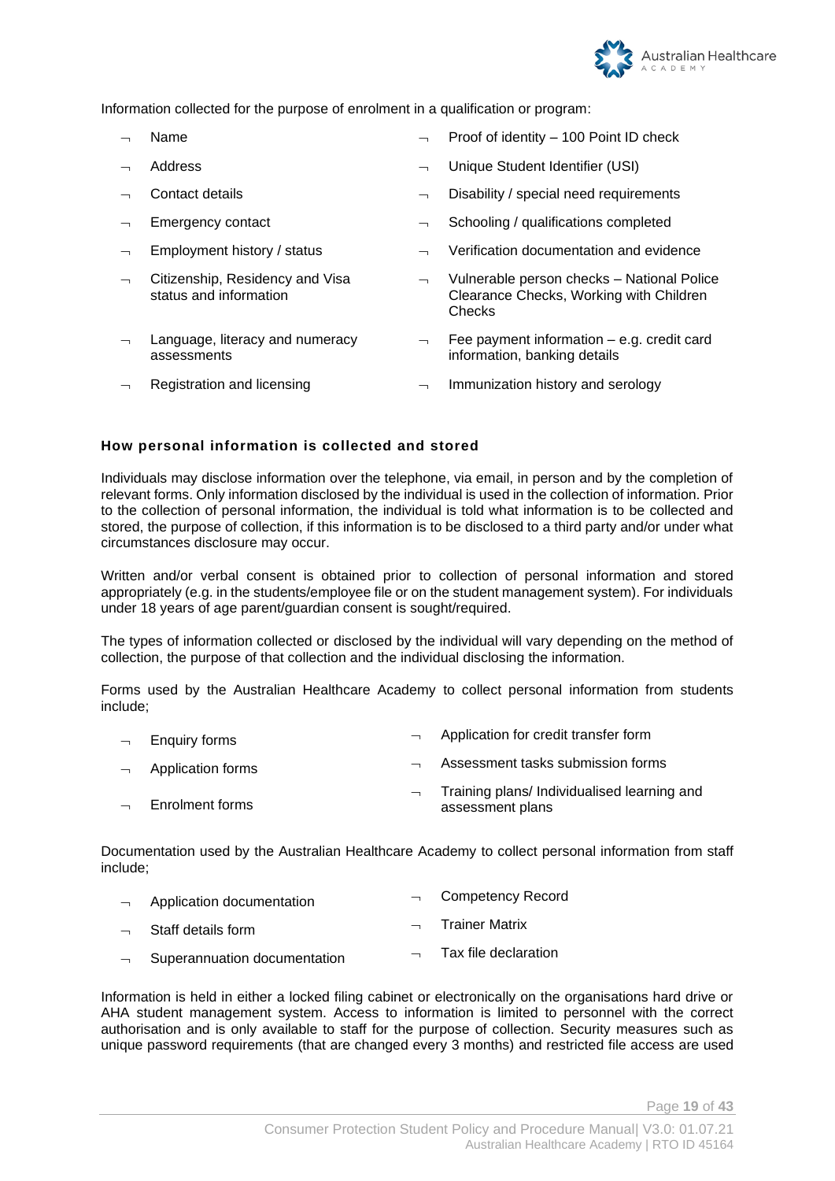Information collected for the purpose of enrolment in a qualification or program:

- Name
- Address
- Contact details
- Emergency contact
- Employment history / status
- Citizenship, Residency and Visa status and information
- Language, literacy and numeracy assessments
- Registration and licensing
- Proof of identity – 100 Point ID check
- Unique Student Identifier (USI)
- Disability / special need requirements
- Schooling / qualifications completed
- Verification documentation and evidence
- Vulnerable person checks – National Police Clearance Checks, Working with Children Checks
- Fee payment information – e.g. credit card information, banking details
- Immunization history and serology

### How personal information is collected and stored

Individuals may disclose information over the telephone, via email, in person and by the completion of relevant forms. Only information disclosed by the individual is used in the collection of information. Prior to the collection of personal information, the individual is told what information is to be collected and stored, the purpose of collection, if this information is to be disclosed to a third party and/or under what circumstances disclosure may occur.

Written and/or verbal consent is obtained prior to collection of personal information and stored appropriately (e.g. in the students/employee file or on the student management system). For individuals under 18 years of age parent/guardian consent is sought/required.

The types of information collected or disclosed by the individual will vary depending on the method of collection, the purpose of that collection and the individual disclosing the information.

Forms used by the Australian Healthcare Academy to collect personal information from students include;

- Enquiry forms
- Application forms
- Enrolment forms
- Application for credit transfer form
- Assessment tasks submission forms
- Training plans/ Individualised learning and assessment plans

Documentation used by the Australian Healthcare Academy to collect personal information from staff include;

- Application documentation
- Staff details form
- Superannuation documentation
- Competency Record
- Trainer Matrix
- Tax file declaration

Information is held in either a locked filing cabinet or electronically on the organisations hard drive or AHA student management system. Access to information is limited to personnel with the correct authorisation and is only available to staff for the purpose of collection. Security measures such as unique password requirements (that are changed every 3 months) and restricted file access are used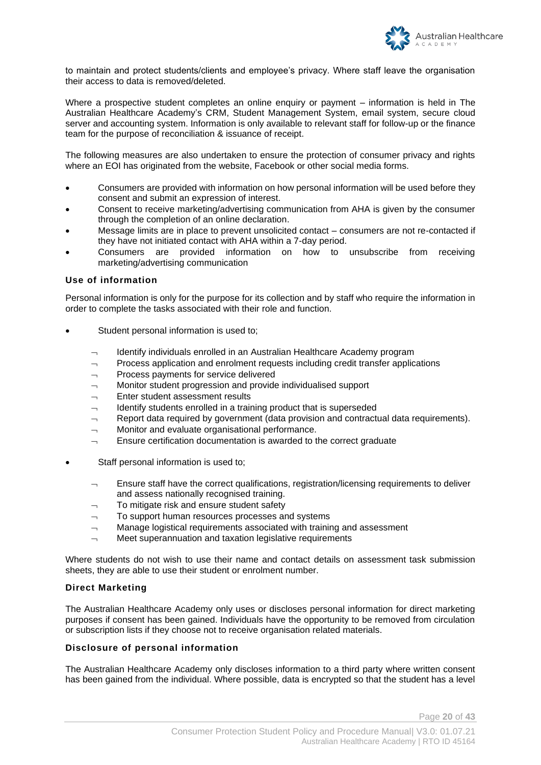to maintain and protect students/clients and employee's privacy. Where staff leave the organisation their access to data is removed/deleted.

Where a prospective student completes an online enquiry or payment – information is held in The Australian Healthcare Academy's CRM, Student Management System, email system, secure cloud server and accounting system. Information is only available to relevant staff for follow-up or the finance team for the purpose of reconciliation & issuance of receipt.

The following measures are also undertaken to ensure the protection of consumer privacy and rights where an EOI has originated from the website, Facebook or other social media forms.

- Consumers are provided with information on how personal information will be used before they consent and submit an expression of interest.
- Consent to receive marketing/advertising communication from AHA is given by the consumer through the completion of an online declaration.
- Message limits are in place to prevent unsolicited contact – consumers are not re-contacted if they have not initiated contact with AHA within a 7-day period.
- Consumers are provided information on how to unsubscribe from receiving marketing/advertising communication

### Use of information

Personal information is only for the purpose for its collection and by staff who require the information in order to complete the tasks associated with their role and function.

- Student personal information is used to;
  - Identify individuals enrolled in an Australian Healthcare Academy program
  - Process application and enrolment requests including credit transfer applications
  - Process payments for service delivered
  - Monitor student progression and provide individualised support
  - Enter student assessment results
  - Identify students enrolled in a training product that is superseded
  - Report data required by government (data provision and contractual data requirements).
  - Monitor and evaluate organisational performance.
  - Ensure certification documentation is awarded to the correct graduate
- Staff personal information is used to;
  - Ensure staff have the correct qualifications, registration/licensing requirements to deliver and assess nationally recognised training.
  - To mitigate risk and ensure student safety
  - To support human resources processes and systems
  - Manage logistical requirements associated with training and assessment
  - Meet superannuation and taxation legislative requirements

Where students do not wish to use their name and contact details on assessment task submission sheets, they are able to use their student or enrolment number.

### Direct Marketing

The Australian Healthcare Academy only uses or discloses personal information for direct marketing purposes if consent has been gained. Individuals have the opportunity to be removed from circulation or subscription lists if they choose not to receive organisation related materials.

### Disclosure of personal information

The Australian Healthcare Academy only discloses information to a third party where written consent has been gained from the individual. Where possible, data is encrypted so that the student has a level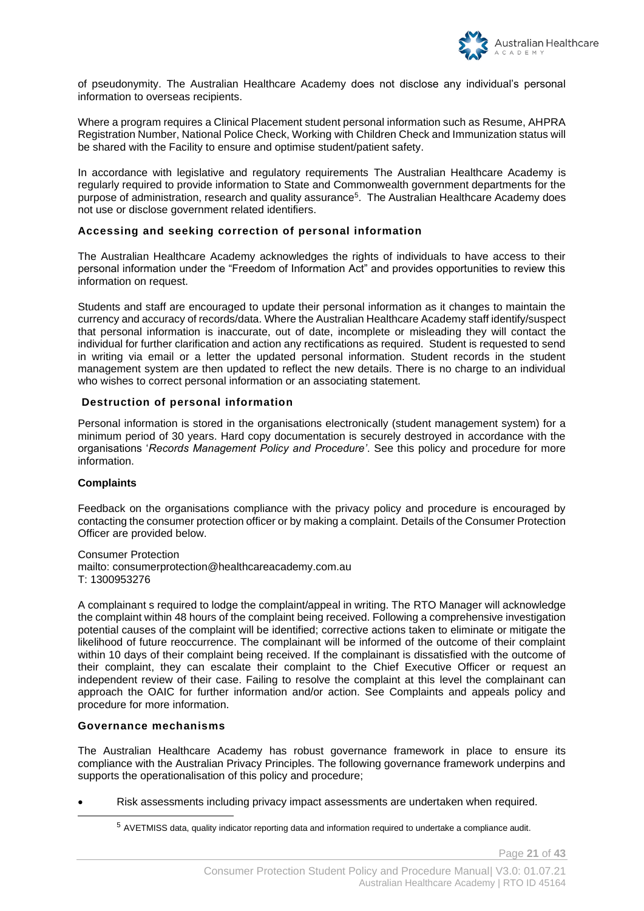of pseudonymity. The Australian Healthcare Academy does not disclose any individual's personal information to overseas recipients.

Where a program requires a Clinical Placement student personal information such as Resume, AHPRA Registration Number, National Police Check, Working with Children Check and Immunization status will be shared with the Facility to ensure and optimise student/patient safety.

In accordance with legislative and regulatory requirements The Australian Healthcare Academy is regularly required to provide information to State and Commonwealth government departments for the purpose of administration, research and quality assurance[5]. The Australian Healthcare Academy does not use or disclose government related identifiers.

### Accessing and seeking correction of personal information

The Australian Healthcare Academy acknowledges the rights of individuals to have access to their personal information under the "Freedom of Information Act" and provides opportunities to review this information on request.

Students and staff are encouraged to update their personal information as it changes to maintain the currency and accuracy of records/data. Where the Australian Healthcare Academy staff identify/suspect that personal information is inaccurate, out of date, incomplete or misleading they will contact the individual for further clarification and action any rectifications as required. Student is requested to send in writing via email or a letter the updated personal information. Student records in the student management system are then updated to reflect the new details. There is no charge to an individual who wishes to correct personal information or an associating statement.

### Destruction of personal information

Personal information is stored in the organisations electronically (student management system) for a minimum period of 30 years. Hard copy documentation is securely destroyed in accordance with the organisations '*Records Management Policy and Procedure'*. See this policy and procedure for more information.

### Complaints

Feedback on the organisations compliance with the privacy policy and procedure is encouraged by contacting the consumer protection officer or by making a complaint. Details of the Consumer Protection Officer are provided below.

Consumer Protection
mailto: consumerprotection@healthcareacademy.com.au
T: 1300953276

A complainant s required to lodge the complaint/appeal in writing. The RTO Manager will acknowledge the complaint within 48 hours of the complaint being received. Following a comprehensive investigation potential causes of the complaint will be identified; corrective actions taken to eliminate or mitigate the likelihood of future reoccurrence. The complainant will be informed of the outcome of their complaint within 10 days of their complaint being received. If the complainant is dissatisfied with the outcome of their complaint, they can escalate their complaint to the Chief Executive Officer or request an independent review of their case. Failing to resolve the complaint at this level the complainant can approach the OAIC for further information and/or action. See Complaints and appeals policy and procedure for more information.

### Governance mechanisms

The Australian Healthcare Academy has robust governance framework in place to ensure its compliance with the Australian Privacy Principles. The following governance framework underpins and supports the operationalisation of this policy and procedure;

- Risk assessments including privacy impact assessments are undertaken when required.

[5] AVETMISS data, quality indicator reporting data and information required to undertake a compliance audit.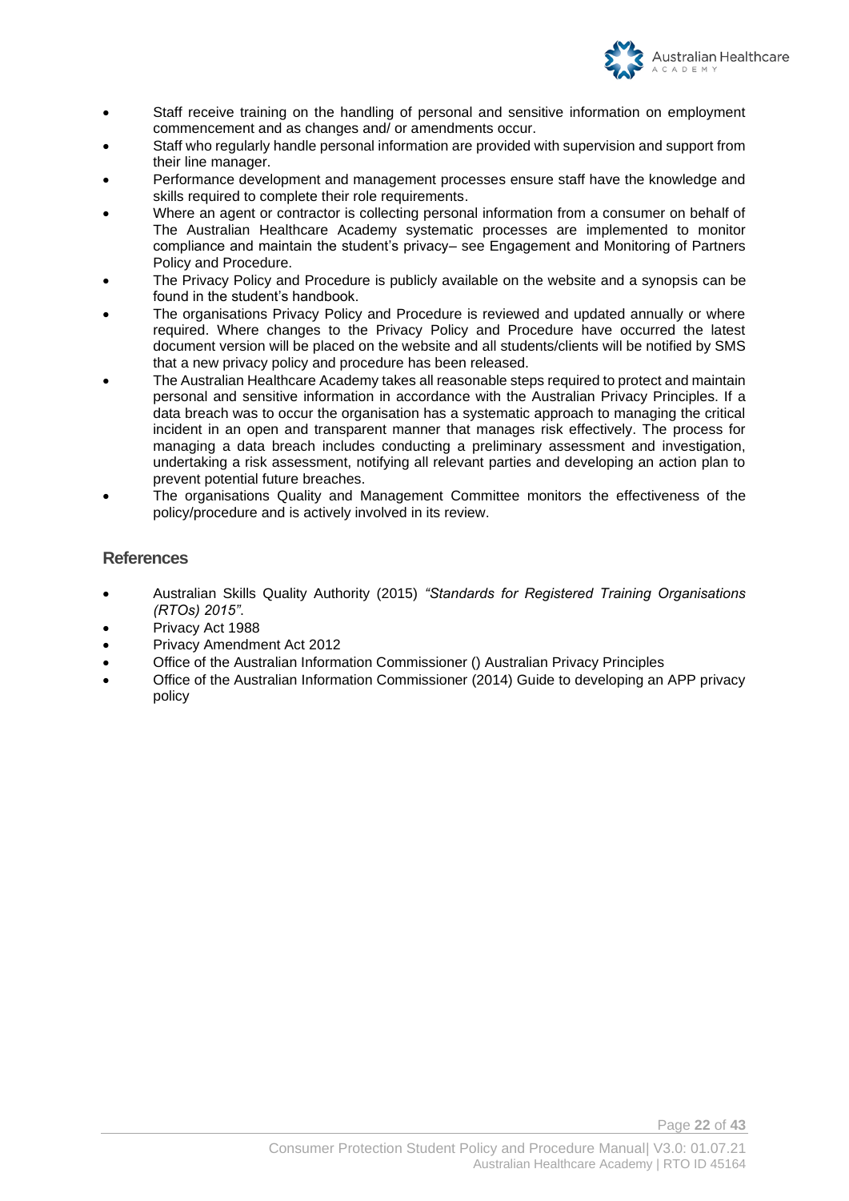- Staff receive training on the handling of personal and sensitive information on employment commencement and as changes and/ or amendments occur.
- Staff who regularly handle personal information are provided with supervision and support from their line manager.
- Performance development and management processes ensure staff have the knowledge and skills required to complete their role requirements.
- Where an agent or contractor is collecting personal information from a consumer on behalf of The Australian Healthcare Academy systematic processes are implemented to monitor compliance and maintain the student's privacy– see Engagement and Monitoring of Partners Policy and Procedure.
- The Privacy Policy and Procedure is publicly available on the website and a synopsis can be found in the student's handbook.
- The organisations Privacy Policy and Procedure is reviewed and updated annually or where required. Where changes to the Privacy Policy and Procedure have occurred the latest document version will be placed on the website and all students/clients will be notified by SMS that a new privacy policy and procedure has been released.
- The Australian Healthcare Academy takes all reasonable steps required to protect and maintain personal and sensitive information in accordance with the Australian Privacy Principles. If a data breach was to occur the organisation has a systematic approach to managing the critical incident in an open and transparent manner that manages risk effectively. The process for managing a data breach includes conducting a preliminary assessment and investigation, undertaking a risk assessment, notifying all relevant parties and developing an action plan to prevent potential future breaches.
- The organisations Quality and Management Committee monitors the effectiveness of the policy/procedure and is actively involved in its review.

## References

- Australian Skills Quality Authority (2015) *"Standards for Registered Training Organisations (RTOs) 2015"*.
- Privacy Act 1988
- Privacy Amendment Act 2012
- Office of the Australian Information Commissioner () Australian Privacy Principles
- Office of the Australian Information Commissioner (2014) Guide to developing an APP privacy policy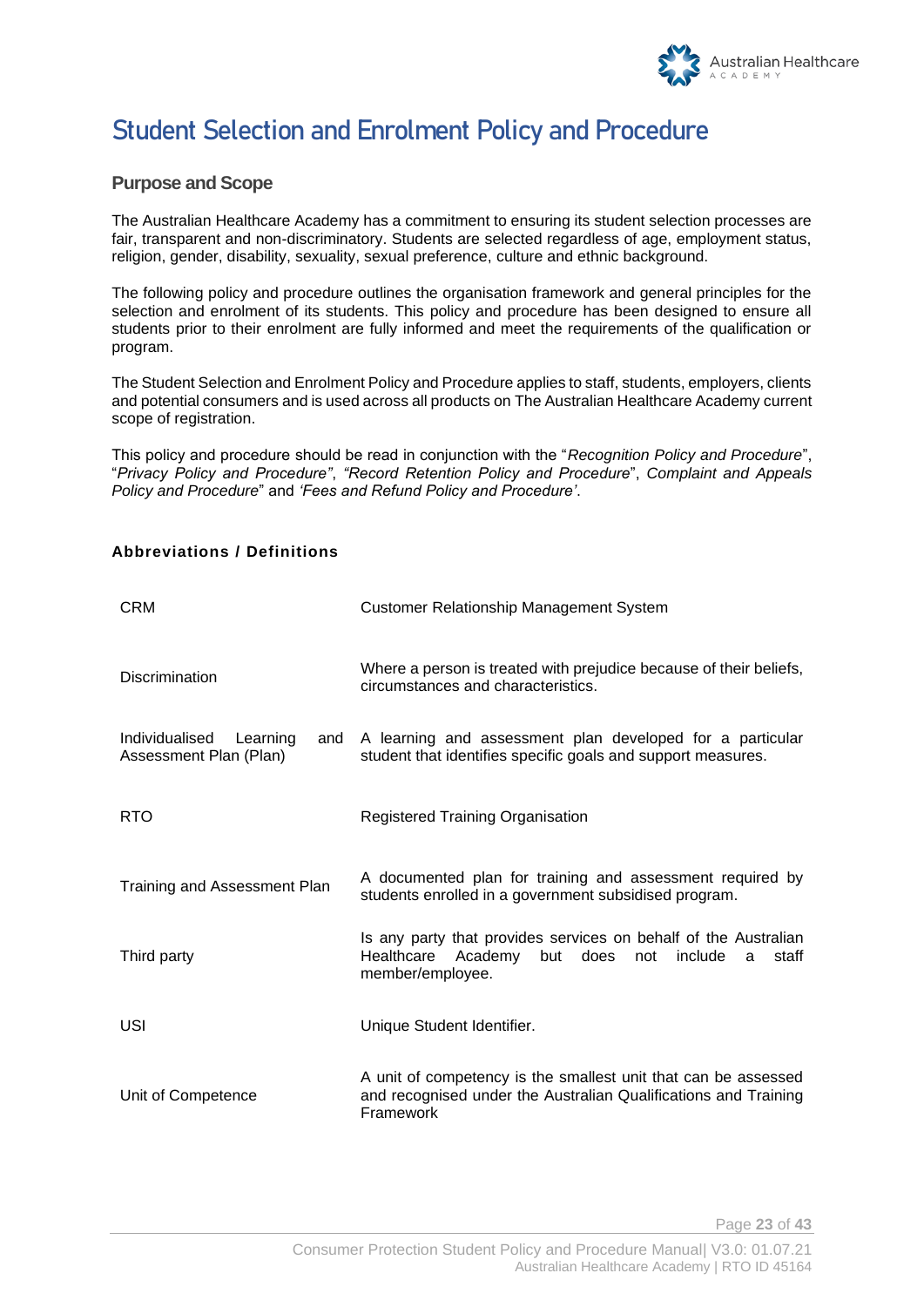# Student Selection and Enrolment Policy and Procedure

## Purpose and Scope

The Australian Healthcare Academy has a commitment to ensuring its student selection processes are fair, transparent and non-discriminatory. Students are selected regardless of age, employment status, religion, gender, disability, sexuality, sexual preference, culture and ethnic background.

The following policy and procedure outlines the organisation framework and general principles for the selection and enrolment of its students. This policy and procedure has been designed to ensure all students prior to their enrolment are fully informed and meet the requirements of the qualification or program.

The Student Selection and Enrolment Policy and Procedure applies to staff, students, employers, clients and potential consumers and is used across all products on The Australian Healthcare Academy current scope of registration.

This policy and procedure should be read in conjunction with the "*Recognition Policy and Procedure*", "*Privacy Policy and Procedure"*, *"Record Retention Policy and Procedure*", *Complaint and Appeals Policy and Procedure*" and *'Fees and Refund Policy and Procedure'*.

### Abbreviations / Definitions

| | |
|---|---|
| CRM | Customer Relationship Management System |
| Discrimination | Where a person is treated with prejudice because of their beliefs, circumstances and characteristics. |
| Individualised Learning and Assessment Plan (Plan) | A learning and assessment plan developed for a particular student that identifies specific goals and support measures. |
| RTO | Registered Training Organisation |
| Training and Assessment Plan | A documented plan for training and assessment required by students enrolled in a government subsidised program. |
| Third party | Is any party that provides services on behalf of the Australian Healthcare Academy but does not include a staff member/employee. |
| USI | Unique Student Identifier. |
| Unit of Competence | A unit of competency is the smallest unit that can be assessed and recognised under the Australian Qualifications and Training Framework |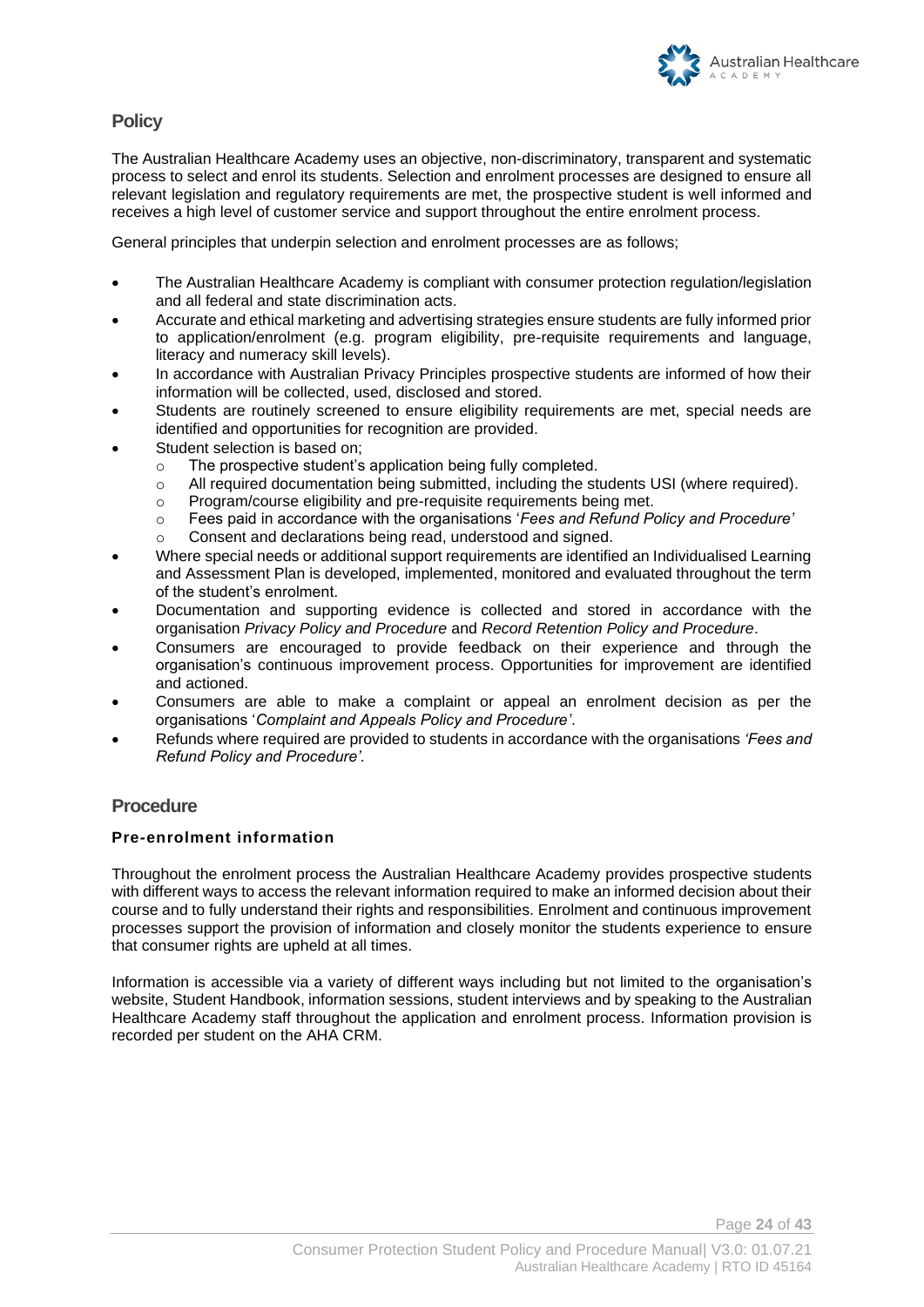## Policy

The Australian Healthcare Academy uses an objective, non-discriminatory, transparent and systematic process to select and enrol its students. Selection and enrolment processes are designed to ensure all relevant legislation and regulatory requirements are met, the prospective student is well informed and receives a high level of customer service and support throughout the entire enrolment process.

General principles that underpin selection and enrolment processes are as follows;

- The Australian Healthcare Academy is compliant with consumer protection regulation/legislation and all federal and state discrimination acts.
- Accurate and ethical marketing and advertising strategies ensure students are fully informed prior to application/enrolment (e.g. program eligibility, pre-requisite requirements and language, literacy and numeracy skill levels).
- In accordance with Australian Privacy Principles prospective students are informed of how their information will be collected, used, disclosed and stored.
- Students are routinely screened to ensure eligibility requirements are met, special needs are identified and opportunities for recognition are provided.
- Student selection is based on;
  - The prospective student's application being fully completed.
  - All required documentation being submitted, including the students USI (where required).
  - Program/course eligibility and pre-requisite requirements being met.
  - Fees paid in accordance with the organisations '*Fees and Refund Policy and Procedure'*
  - Consent and declarations being read, understood and signed.
- Where special needs or additional support requirements are identified an Individualised Learning and Assessment Plan is developed, implemented, monitored and evaluated throughout the term of the student's enrolment.
- Documentation and supporting evidence is collected and stored in accordance with the organisation *Privacy Policy and Procedure* and *Record Retention Policy and Procedure*.
- Consumers are encouraged to provide feedback on their experience and through the organisation's continuous improvement process. Opportunities for improvement are identified and actioned.
- Consumers are able to make a complaint or appeal an enrolment decision as per the organisations '*Complaint and Appeals Policy and Procedure'*.
- Refunds where required are provided to students in accordance with the organisations *'Fees and Refund Policy and Procedure'.*

## Procedure

### Pre-enrolment information

Throughout the enrolment process the Australian Healthcare Academy provides prospective students with different ways to access the relevant information required to make an informed decision about their course and to fully understand their rights and responsibilities. Enrolment and continuous improvement processes support the provision of information and closely monitor the students experience to ensure that consumer rights are upheld at all times.

Information is accessible via a variety of different ways including but not limited to the organisation's website, Student Handbook, information sessions, student interviews and by speaking to the Australian Healthcare Academy staff throughout the application and enrolment process. Information provision is recorded per student on the AHA CRM.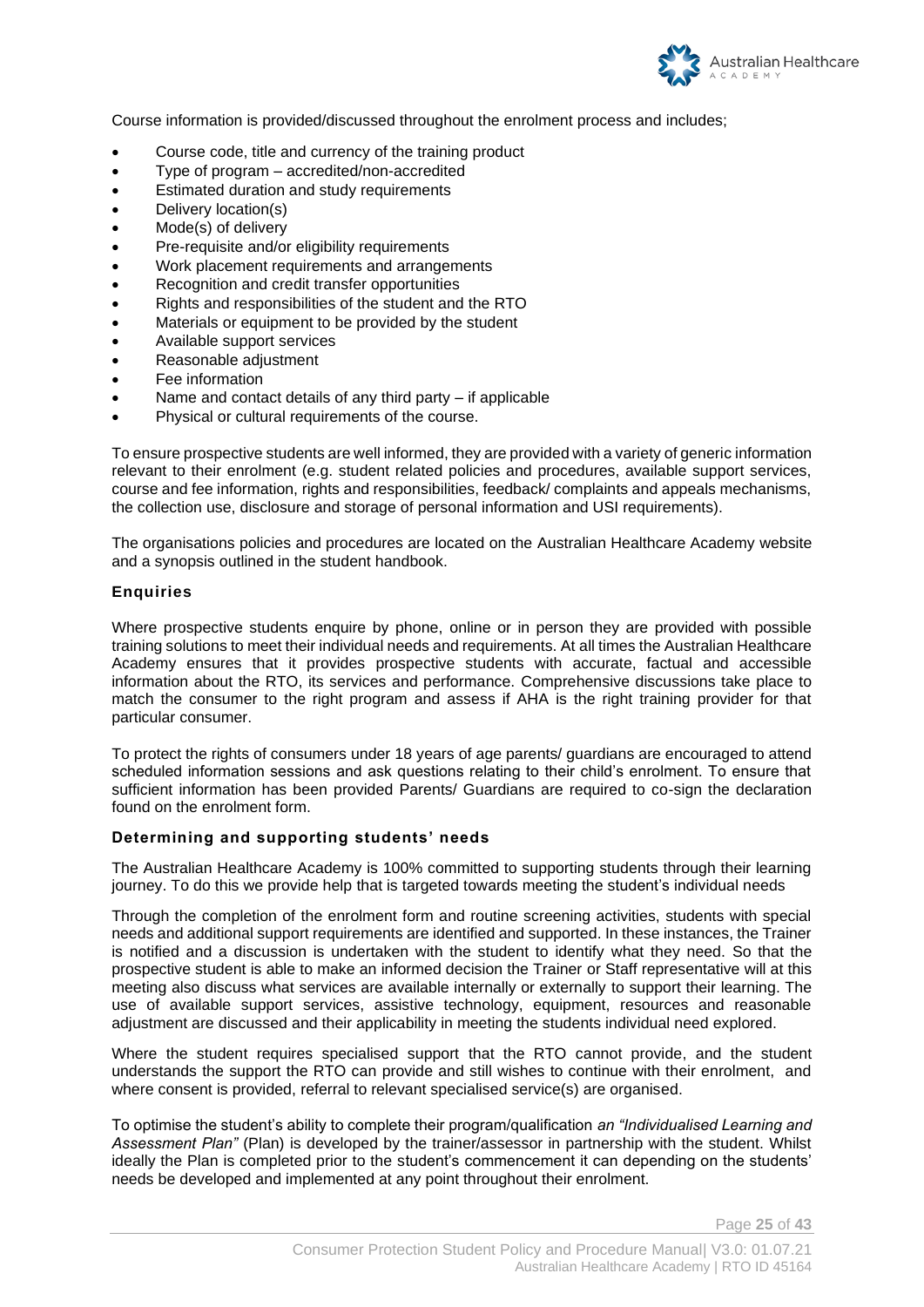Course information is provided/discussed throughout the enrolment process and includes;

- Course code, title and currency of the training product
- Type of program – accredited/non-accredited
- Estimated duration and study requirements
- Delivery location(s)
- Mode(s) of delivery
- Pre-requisite and/or eligibility requirements
- Work placement requirements and arrangements
- Recognition and credit transfer opportunities
- Rights and responsibilities of the student and the RTO
- Materials or equipment to be provided by the student
- Available support services
- Reasonable adjustment
- Fee information
- Name and contact details of any third party – if applicable
- Physical or cultural requirements of the course.

To ensure prospective students are well informed, they are provided with a variety of generic information relevant to their enrolment (e.g. student related policies and procedures, available support services, course and fee information, rights and responsibilities, feedback/ complaints and appeals mechanisms, the collection use, disclosure and storage of personal information and USI requirements).

The organisations policies and procedures are located on the Australian Healthcare Academy website and a synopsis outlined in the student handbook.

### Enquiries

Where prospective students enquire by phone, online or in person they are provided with possible training solutions to meet their individual needs and requirements. At all times the Australian Healthcare Academy ensures that it provides prospective students with accurate, factual and accessible information about the RTO, its services and performance. Comprehensive discussions take place to match the consumer to the right program and assess if AHA is the right training provider for that particular consumer.

To protect the rights of consumers under 18 years of age parents/ guardians are encouraged to attend scheduled information sessions and ask questions relating to their child's enrolment. To ensure that sufficient information has been provided Parents/ Guardians are required to co-sign the declaration found on the enrolment form.

### Determining and supporting students' needs

The Australian Healthcare Academy is 100% committed to supporting students through their learning journey. To do this we provide help that is targeted towards meeting the student's individual needs

Through the completion of the enrolment form and routine screening activities, students with special needs and additional support requirements are identified and supported. In these instances, the Trainer is notified and a discussion is undertaken with the student to identify what they need. So that the prospective student is able to make an informed decision the Trainer or Staff representative will at this meeting also discuss what services are available internally or externally to support their learning. The use of available support services, assistive technology, equipment, resources and reasonable adjustment are discussed and their applicability in meeting the students individual need explored.

Where the student requires specialised support that the RTO cannot provide, and the student understands the support the RTO can provide and still wishes to continue with their enrolment, and where consent is provided, referral to relevant specialised service(s) are organised.

To optimise the student's ability to complete their program/qualification *an "Individualised Learning and Assessment Plan"* (Plan) is developed by the trainer/assessor in partnership with the student. Whilst ideally the Plan is completed prior to the student's commencement it can depending on the students' needs be developed and implemented at any point throughout their enrolment.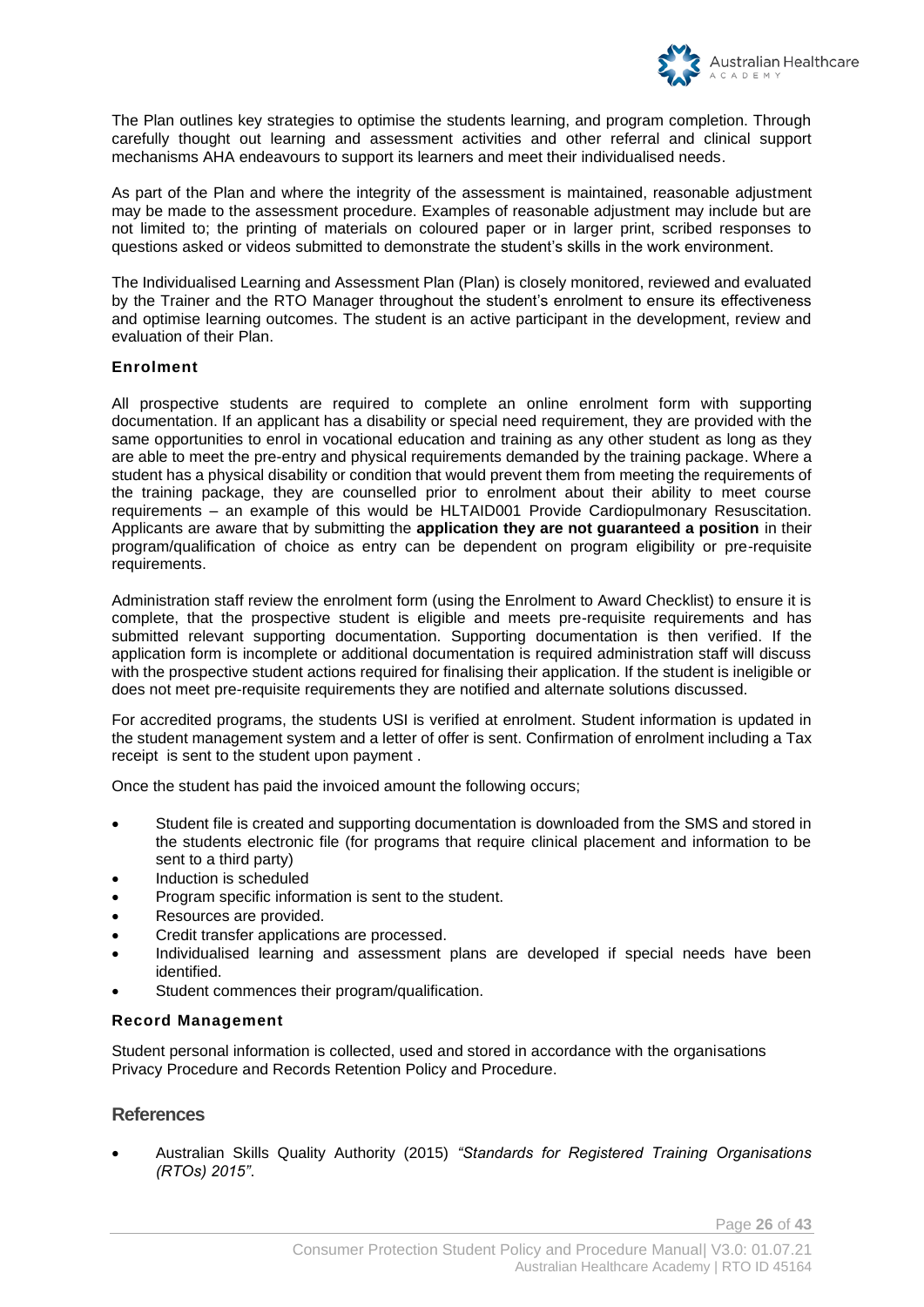The Plan outlines key strategies to optimise the students learning, and program completion. Through carefully thought out learning and assessment activities and other referral and clinical support mechanisms AHA endeavours to support its learners and meet their individualised needs.

As part of the Plan and where the integrity of the assessment is maintained, reasonable adjustment may be made to the assessment procedure. Examples of reasonable adjustment may include but are not limited to; the printing of materials on coloured paper or in larger print, scribed responses to questions asked or videos submitted to demonstrate the student's skills in the work environment.

The Individualised Learning and Assessment Plan (Plan) is closely monitored, reviewed and evaluated by the Trainer and the RTO Manager throughout the student's enrolment to ensure its effectiveness and optimise learning outcomes. The student is an active participant in the development, review and evaluation of their Plan.

#### Enrolment

All prospective students are required to complete an online enrolment form with supporting documentation. If an applicant has a disability or special need requirement, they are provided with the same opportunities to enrol in vocational education and training as any other student as long as they are able to meet the pre-entry and physical requirements demanded by the training package. Where a student has a physical disability or condition that would prevent them from meeting the requirements of the training package, they are counselled prior to enrolment about their ability to meet course requirements – an example of this would be HLTAID001 Provide Cardiopulmonary Resuscitation. Applicants are aware that by submitting the **application they are not guaranteed a position** in their program/qualification of choice as entry can be dependent on program eligibility or pre-requisite requirements.

Administration staff review the enrolment form (using the Enrolment to Award Checklist) to ensure it is complete, that the prospective student is eligible and meets pre-requisite requirements and has submitted relevant supporting documentation. Supporting documentation is then verified. If the application form is incomplete or additional documentation is required administration staff will discuss with the prospective student actions required for finalising their application. If the student is ineligible or does not meet pre-requisite requirements they are notified and alternate solutions discussed.

For accredited programs, the students USI is verified at enrolment. Student information is updated in the student management system and a letter of offer is sent. Confirmation of enrolment including a Tax receipt is sent to the student upon payment .

Once the student has paid the invoiced amount the following occurs;

- Student file is created and supporting documentation is downloaded from the SMS and stored in the students electronic file (for programs that require clinical placement and information to be sent to a third party)
- Induction is scheduled
- Program specific information is sent to the student.
- Resources are provided.
- Credit transfer applications are processed.
- Individualised learning and assessment plans are developed if special needs have been identified.
- Student commences their program/qualification.

#### Record Management

Student personal information is collected, used and stored in accordance with the organisations Privacy Procedure and Records Retention Policy and Procedure.

### References

- Australian Skills Quality Authority (2015) *"Standards for Registered Training Organisations (RTOs) 2015"*.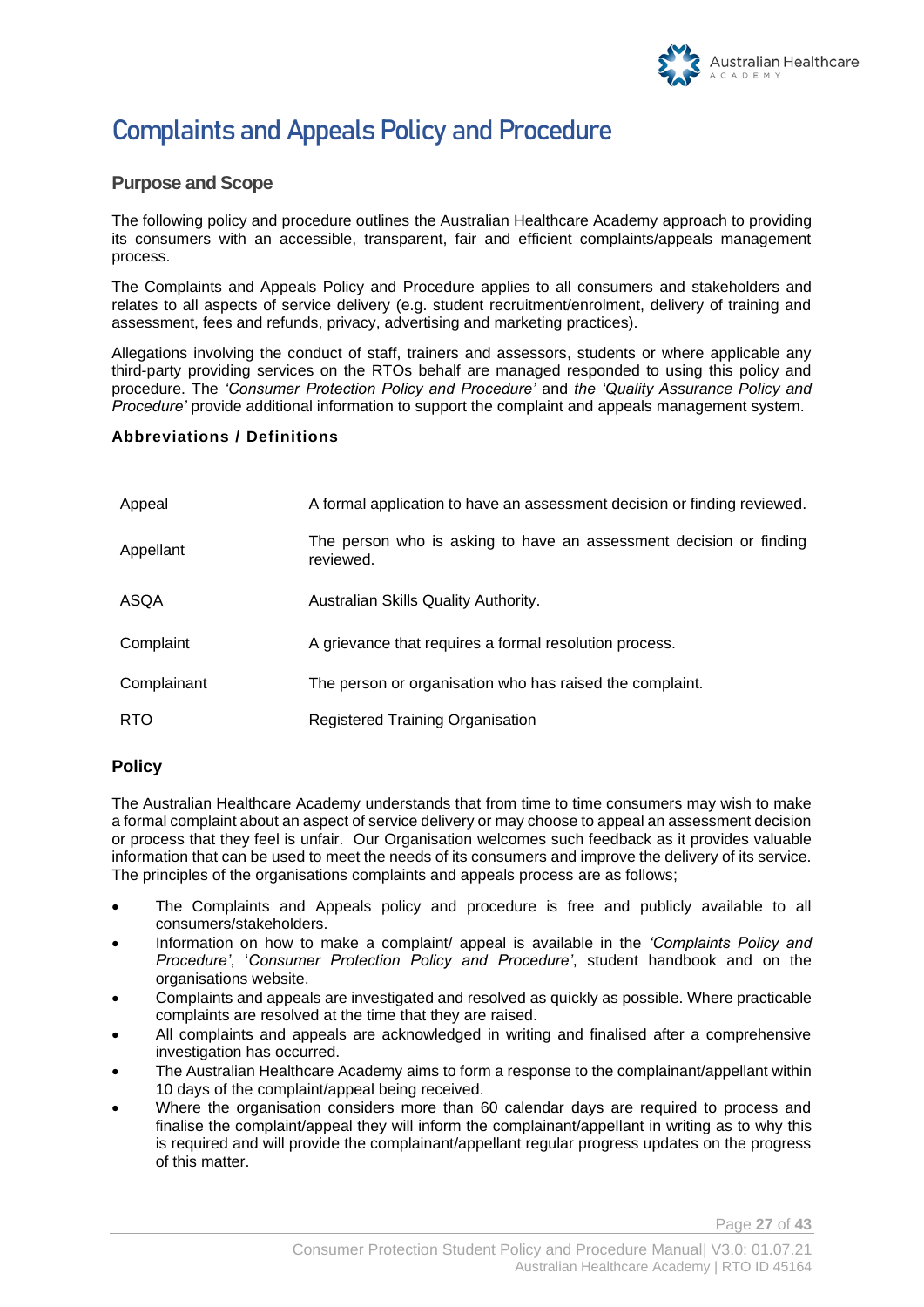# Complaints and Appeals Policy and Procedure

## Purpose and Scope

The following policy and procedure outlines the Australian Healthcare Academy approach to providing its consumers with an accessible, transparent, fair and efficient complaints/appeals management process.

The Complaints and Appeals Policy and Procedure applies to all consumers and stakeholders and relates to all aspects of service delivery (e.g. student recruitment/enrolment, delivery of training and assessment, fees and refunds, privacy, advertising and marketing practices).

Allegations involving the conduct of staff, trainers and assessors, students or where applicable any third-party providing services on the RTOs behalf are managed responded to using this policy and procedure. The *'Consumer Protection Policy and Procedure'* and *the 'Quality Assurance Policy and Procedure'* provide additional information to support the complaint and appeals management system.

### Abbreviations / Definitions

| | |
|---|---|
| Appeal | A formal application to have an assessment decision or finding reviewed. |
| Appellant | The person who is asking to have an assessment decision or finding reviewed. |
| ASQA | Australian Skills Quality Authority. |
| Complaint | A grievance that requires a formal resolution process. |
| Complainant | The person or organisation who has raised the complaint. |
| RTO | Registered Training Organisation |

## Policy

The Australian Healthcare Academy understands that from time to time consumers may wish to make a formal complaint about an aspect of service delivery or may choose to appeal an assessment decision or process that they feel is unfair. Our Organisation welcomes such feedback as it provides valuable information that can be used to meet the needs of its consumers and improve the delivery of its service. The principles of the organisations complaints and appeals process are as follows;

- The Complaints and Appeals policy and procedure is free and publicly available to all consumers/stakeholders.
- Information on how to make a complaint/ appeal is available in the *'Complaints Policy and Procedure'*, '*Consumer Protection Policy and Procedure'*, student handbook and on the organisations website.
- Complaints and appeals are investigated and resolved as quickly as possible. Where practicable complaints are resolved at the time that they are raised.
- All complaints and appeals are acknowledged in writing and finalised after a comprehensive investigation has occurred.
- The Australian Healthcare Academy aims to form a response to the complainant/appellant within 10 days of the complaint/appeal being received.
- Where the organisation considers more than 60 calendar days are required to process and finalise the complaint/appeal they will inform the complainant/appellant in writing as to why this is required and will provide the complainant/appellant regular progress updates on the progress of this matter.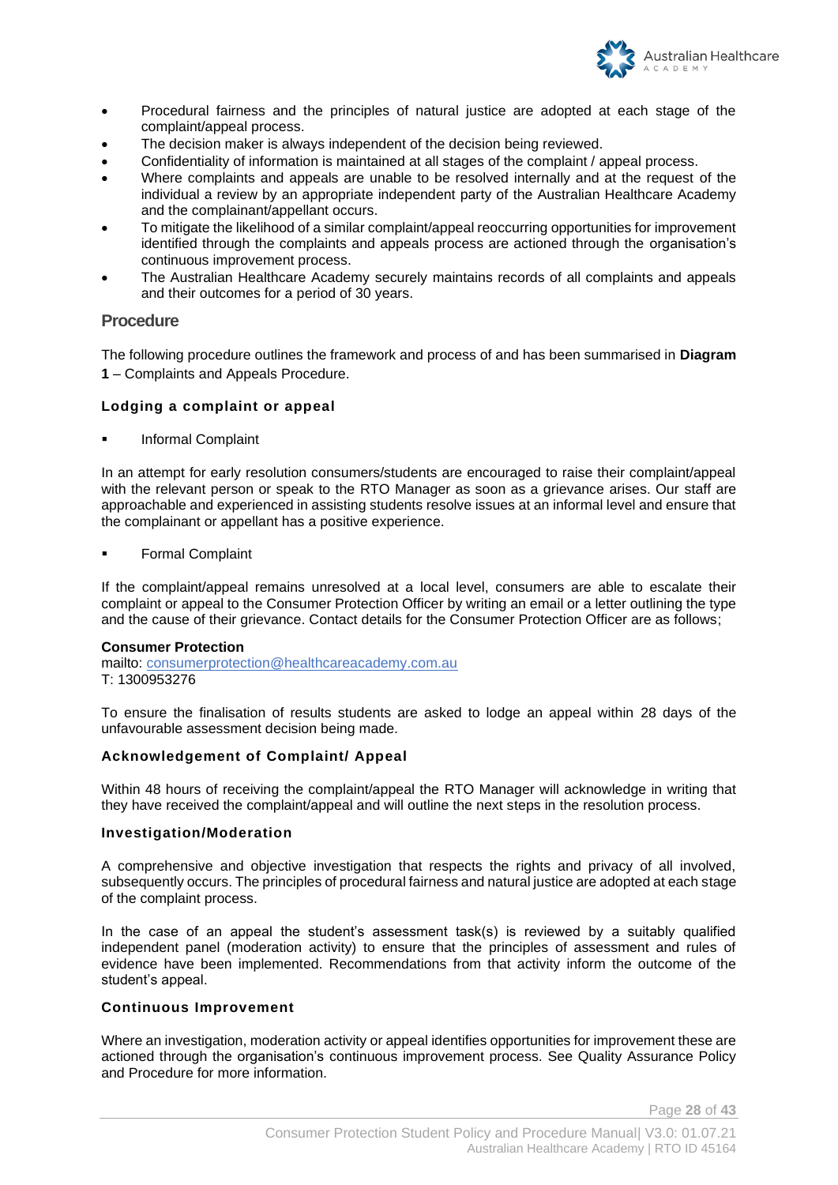- Procedural fairness and the principles of natural justice are adopted at each stage of the complaint/appeal process.
- The decision maker is always independent of the decision being reviewed.
- Confidentiality of information is maintained at all stages of the complaint / appeal process.
- Where complaints and appeals are unable to be resolved internally and at the request of the individual a review by an appropriate independent party of the Australian Healthcare Academy and the complainant/appellant occurs.
- To mitigate the likelihood of a similar complaint/appeal reoccurring opportunities for improvement identified through the complaints and appeals process are actioned through the organisation's continuous improvement process.
- The Australian Healthcare Academy securely maintains records of all complaints and appeals and their outcomes for a period of 30 years.

## Procedure

The following procedure outlines the framework and process of and has been summarised in **Diagram 1** – Complaints and Appeals Procedure.

### Lodging a complaint or appeal

- Informal Complaint

In an attempt for early resolution consumers/students are encouraged to raise their complaint/appeal with the relevant person or speak to the RTO Manager as soon as a grievance arises. Our staff are approachable and experienced in assisting students resolve issues at an informal level and ensure that the complainant or appellant has a positive experience.

- Formal Complaint

If the complaint/appeal remains unresolved at a local level, consumers are able to escalate their complaint or appeal to the Consumer Protection Officer by writing an email or a letter outlining the type and the cause of their grievance. Contact details for the Consumer Protection Officer are as follows;

**Consumer Protection**
mailto: consumerprotection@healthcareacademy.com.au
T: 1300953276

To ensure the finalisation of results students are asked to lodge an appeal within 28 days of the unfavourable assessment decision being made.

### Acknowledgement of Complaint/ Appeal

Within 48 hours of receiving the complaint/appeal the RTO Manager will acknowledge in writing that they have received the complaint/appeal and will outline the next steps in the resolution process.

### Investigation/Moderation

A comprehensive and objective investigation that respects the rights and privacy of all involved, subsequently occurs. The principles of procedural fairness and natural justice are adopted at each stage of the complaint process.

In the case of an appeal the student's assessment task(s) is reviewed by a suitably qualified independent panel (moderation activity) to ensure that the principles of assessment and rules of evidence have been implemented. Recommendations from that activity inform the outcome of the student's appeal.

### Continuous Improvement

Where an investigation, moderation activity or appeal identifies opportunities for improvement these are actioned through the organisation's continuous improvement process. See Quality Assurance Policy and Procedure for more information.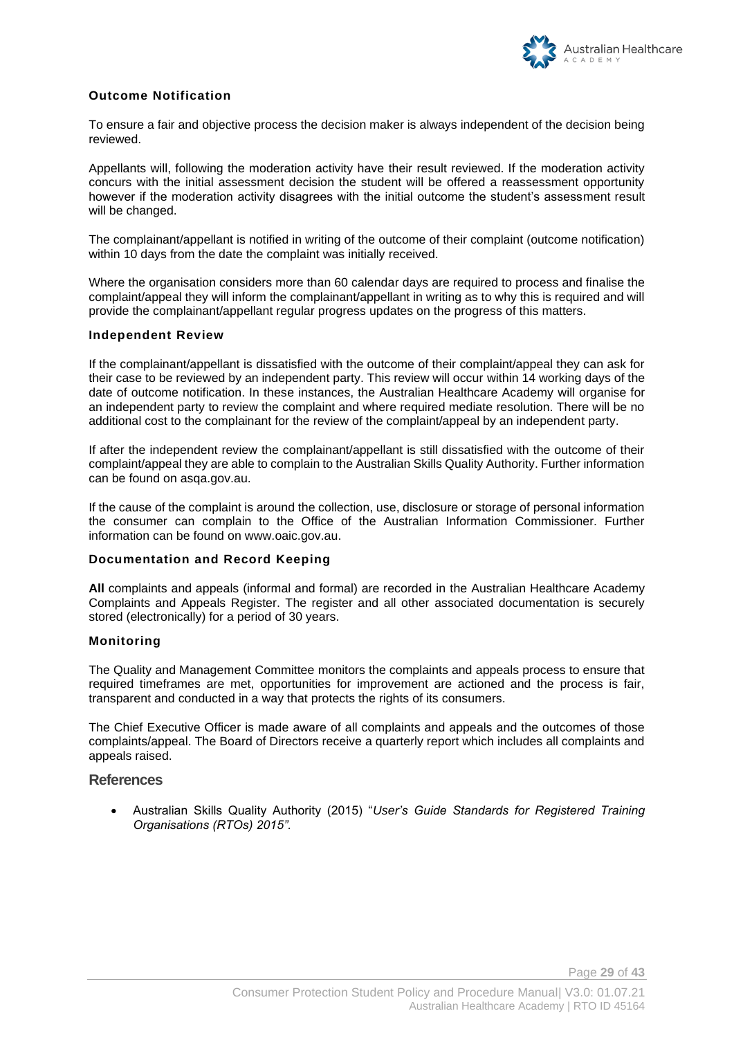### Outcome Notification

To ensure a fair and objective process the decision maker is always independent of the decision being reviewed.

Appellants will, following the moderation activity have their result reviewed. If the moderation activity concurs with the initial assessment decision the student will be offered a reassessment opportunity however if the moderation activity disagrees with the initial outcome the student's assessment result will be changed.

The complainant/appellant is notified in writing of the outcome of their complaint (outcome notification) within 10 days from the date the complaint was initially received.

Where the organisation considers more than 60 calendar days are required to process and finalise the complaint/appeal they will inform the complainant/appellant in writing as to why this is required and will provide the complainant/appellant regular progress updates on the progress of this matters.

### Independent Review

If the complainant/appellant is dissatisfied with the outcome of their complaint/appeal they can ask for their case to be reviewed by an independent party. This review will occur within 14 working days of the date of outcome notification. In these instances, the Australian Healthcare Academy will organise for an independent party to review the complaint and where required mediate resolution. There will be no additional cost to the complainant for the review of the complaint/appeal by an independent party.

If after the independent review the complainant/appellant is still dissatisfied with the outcome of their complaint/appeal they are able to complain to the Australian Skills Quality Authority. Further information can be found on asqa.gov.au.

If the cause of the complaint is around the collection, use, disclosure or storage of personal information the consumer can complain to the Office of the Australian Information Commissioner. Further information can be found on www.oaic.gov.au.

### Documentation and Record Keeping

**All** complaints and appeals (informal and formal) are recorded in the Australian Healthcare Academy Complaints and Appeals Register. The register and all other associated documentation is securely stored (electronically) for a period of 30 years.

### Monitoring

The Quality and Management Committee monitors the complaints and appeals process to ensure that required timeframes are met, opportunities for improvement are actioned and the process is fair, transparent and conducted in a way that protects the rights of its consumers.

The Chief Executive Officer is made aware of all complaints and appeals and the outcomes of those complaints/appeal. The Board of Directors receive a quarterly report which includes all complaints and appeals raised.

## References

- Australian Skills Quality Authority (2015) "*User's Guide Standards for Registered Training Organisations (RTOs) 2015".*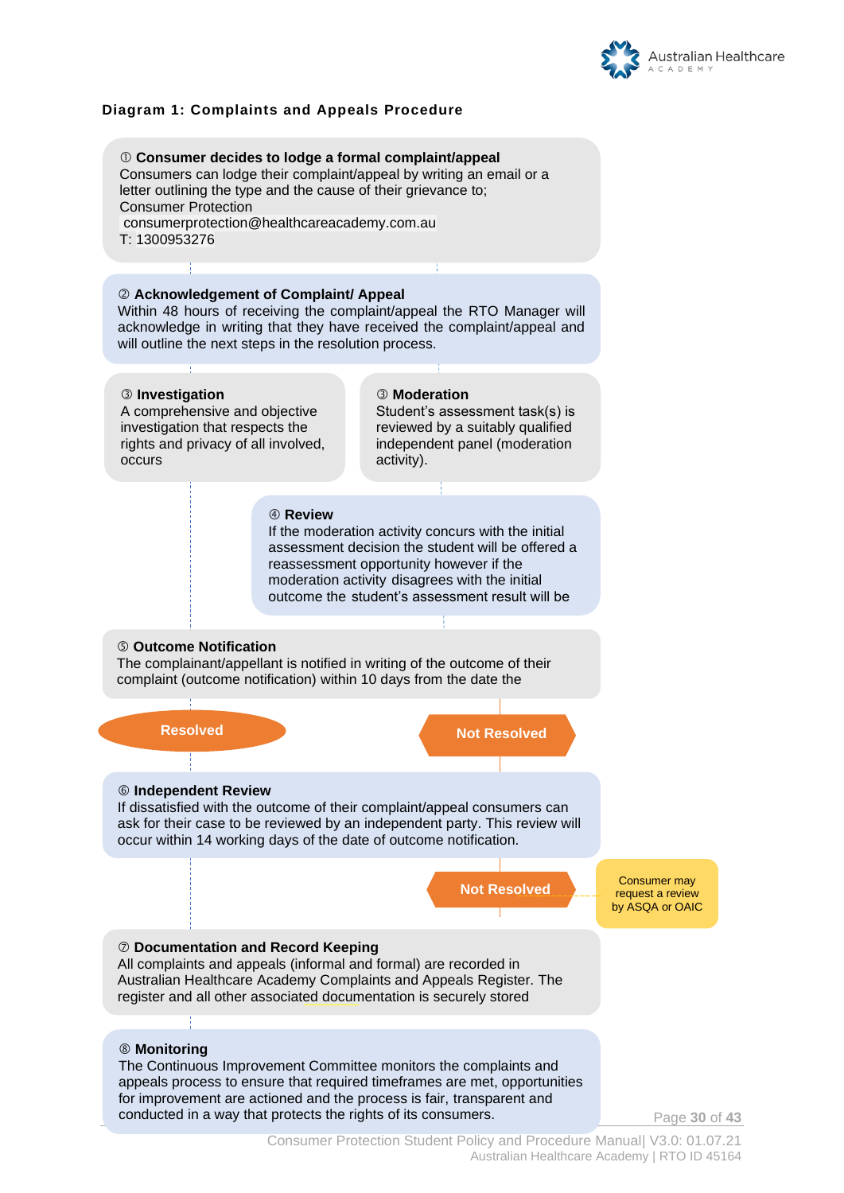**Diagram 1: Complaints and Appeals Procedure**

**① Consumer decides to lodge a formal complaint/appeal**
Consumers can lodge their complaint/appeal by writing an email or a letter outlining the type and the cause of their grievance to;
Consumer Protection
consumerprotection@healthcareacademy.com.au
T: 1300953276

**② Acknowledgement of Complaint/ Appeal**
Within 48 hours of receiving the complaint/appeal the RTO Manager will acknowledge in writing that they have received the complaint/appeal and will outline the next steps in the resolution process.

**③ Investigation**
A comprehensive and objective investigation that respects the rights and privacy of all involved, occurs

**③ Moderation**
Student's assessment task(s) is reviewed by a suitably qualified independent panel (moderation activity).

**④ Review**
If the moderation activity concurs with the initial assessment decision the student will be offered a reassessment opportunity however if the moderation activity disagrees with the initial outcome the student's assessment result will be

**⑤ Outcome Notification**
The complainant/appellant is notified in writing of the outcome of their complaint (outcome notification) within 10 days from the date the

Resolved

Not Resolved

**⑥ Independent Review**
If dissatisfied with the outcome of their complaint/appeal consumers can ask for their case to be reviewed by an independent party. This review will occur within 14 working days of the date of outcome notification.

Not Resolved

Consumer may request a review by ASQA or OAIC

**⑦ Documentation and Record Keeping**
All complaints and appeals (informal and formal) are recorded in Australian Healthcare Academy Complaints and Appeals Register. The register and all other associated documentation is securely stored

**⑧ Monitoring**
The Continuous Improvement Committee monitors the complaints and appeals process to ensure that required timeframes are met, opportunities for improvement are actioned and the process is fair, transparent and conducted in a way that protects the rights of its consumers.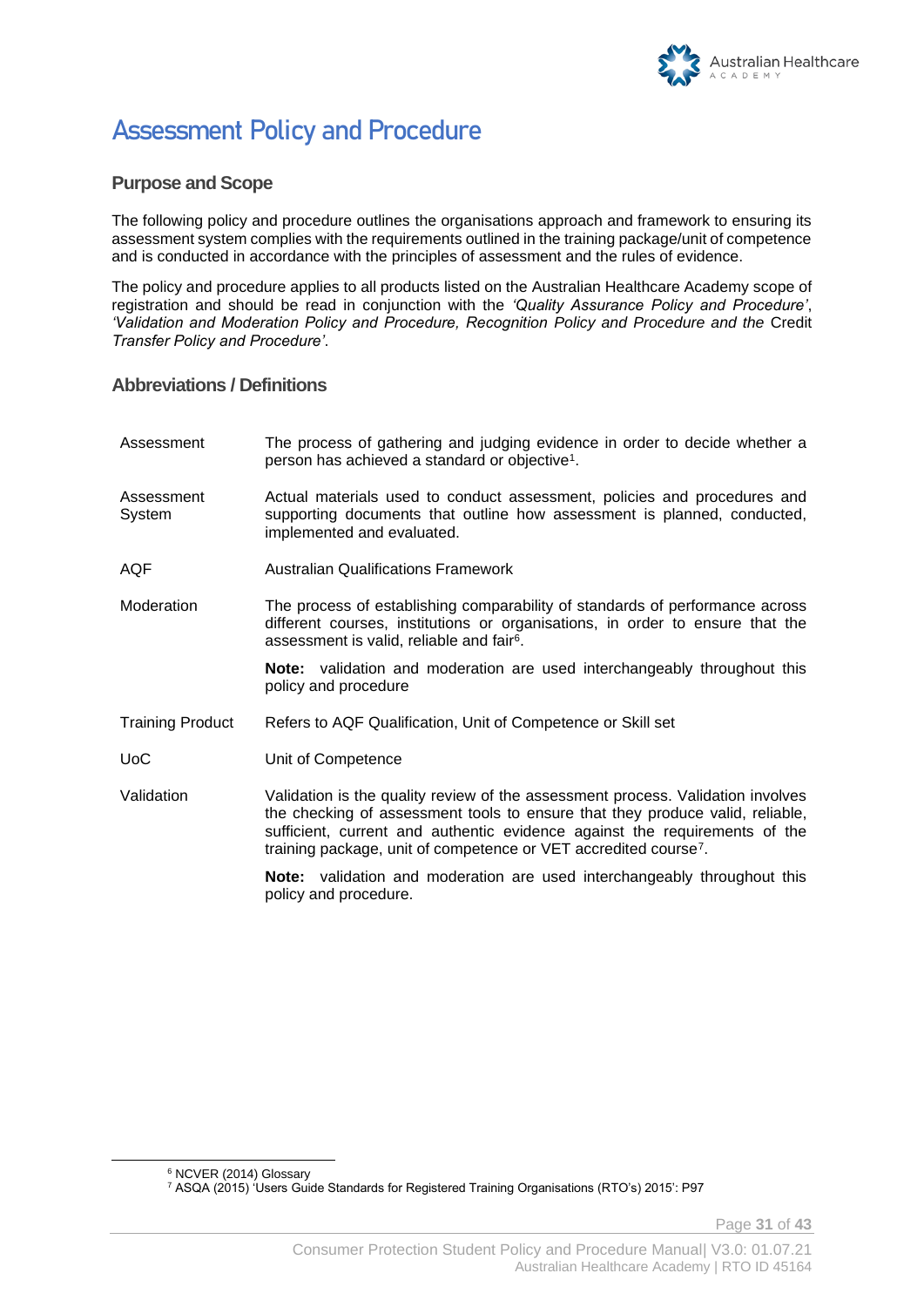# Assessment Policy and Procedure

## Purpose and Scope

The following policy and procedure outlines the organisations approach and framework to ensuring its assessment system complies with the requirements outlined in the training package/unit of competence and is conducted in accordance with the principles of assessment and the rules of evidence.

The policy and procedure applies to all products listed on the Australian Healthcare Academy scope of registration and should be read in conjunction with the *'Quality Assurance Policy and Procedure'*, *'Validation and Moderation Policy and Procedure, Recognition Policy and Procedure and the* Credit *Transfer Policy and Procedure'*.

## Abbreviations / Definitions

| | |
|---|---|
| Assessment | The process of gathering and judging evidence in order to decide whether a person has achieved a standard or objective[1]. |
| Assessment System | Actual materials used to conduct assessment, policies and procedures and supporting documents that outline how assessment is planned, conducted, implemented and evaluated. |
| AQF | Australian Qualifications Framework |
| Moderation | The process of establishing comparability of standards of performance across different courses, institutions or organisations, in order to ensure that the assessment is valid, reliable and fair[6].<br><br>**Note:** validation and moderation are used interchangeably throughout this policy and procedure |
| Training Product | Refers to AQF Qualification, Unit of Competence or Skill set |
| UoC | Unit of Competence |
| Validation | Validation is the quality review of the assessment process. Validation involves the checking of assessment tools to ensure that they produce valid, reliable, sufficient, current and authentic evidence against the requirements of the training package, unit of competence or VET accredited course[7].<br><br>**Note:** validation and moderation are used interchangeably throughout this policy and procedure. |

[6] NCVER (2014) Glossary
[7] ASQA (2015) 'Users Guide Standards for Registered Training Organisations (RTO's) 2015': P97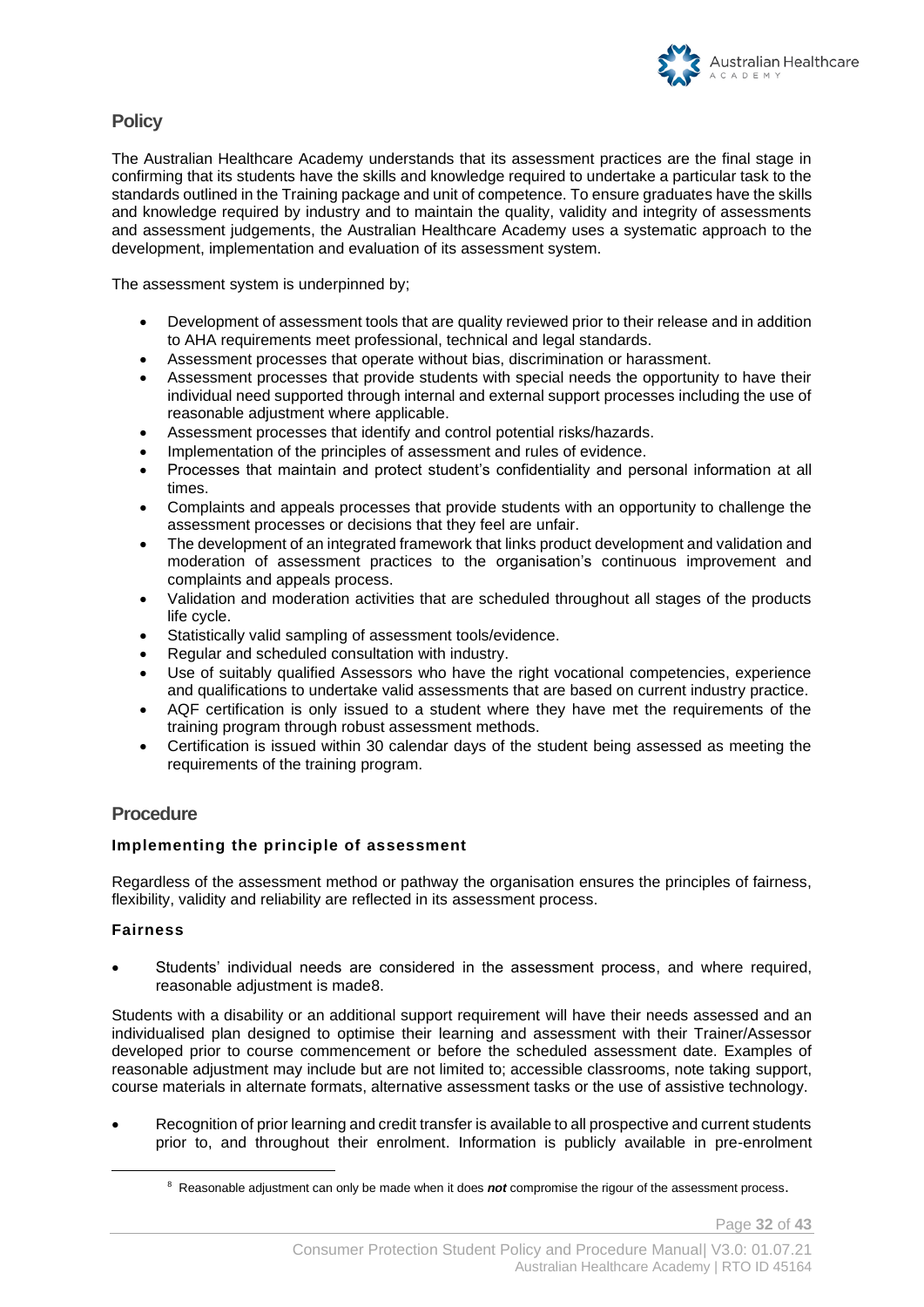## Policy

The Australian Healthcare Academy understands that its assessment practices are the final stage in confirming that its students have the skills and knowledge required to undertake a particular task to the standards outlined in the Training package and unit of competence. To ensure graduates have the skills and knowledge required by industry and to maintain the quality, validity and integrity of assessments and assessment judgements, the Australian Healthcare Academy uses a systematic approach to the development, implementation and evaluation of its assessment system.

The assessment system is underpinned by;

- Development of assessment tools that are quality reviewed prior to their release and in addition to AHA requirements meet professional, technical and legal standards.
- Assessment processes that operate without bias, discrimination or harassment.
- Assessment processes that provide students with special needs the opportunity to have their individual need supported through internal and external support processes including the use of reasonable adjustment where applicable.
- Assessment processes that identify and control potential risks/hazards.
- Implementation of the principles of assessment and rules of evidence.
- Processes that maintain and protect student's confidentiality and personal information at all times.
- Complaints and appeals processes that provide students with an opportunity to challenge the assessment processes or decisions that they feel are unfair.
- The development of an integrated framework that links product development and validation and moderation of assessment practices to the organisation's continuous improvement and complaints and appeals process.
- Validation and moderation activities that are scheduled throughout all stages of the products life cycle.
- Statistically valid sampling of assessment tools/evidence.
- Regular and scheduled consultation with industry.
- Use of suitably qualified Assessors who have the right vocational competencies, experience and qualifications to undertake valid assessments that are based on current industry practice.
- AQF certification is only issued to a student where they have met the requirements of the training program through robust assessment methods.
- Certification is issued within 30 calendar days of the student being assessed as meeting the requirements of the training program.

## Procedure

### Implementing the principle of assessment

Regardless of the assessment method or pathway the organisation ensures the principles of fairness, flexibility, validity and reliability are reflected in its assessment process.

### Fairness

- Students' individual needs are considered in the assessment process, and where required, reasonable adjustment is made[8].

Students with a disability or an additional support requirement will have their needs assessed and an individualised plan designed to optimise their learning and assessment with their Trainer/Assessor developed prior to course commencement or before the scheduled assessment date. Examples of reasonable adjustment may include but are not limited to; accessible classrooms, note taking support, course materials in alternate formats, alternative assessment tasks or the use of assistive technology.

- Recognition of prior learning and credit transfer is available to all prospective and current students prior to, and throughout their enrolment. Information is publicly available in pre-enrolment

[8] Reasonable adjustment can only be made when it does ***not*** compromise the rigour of the assessment process.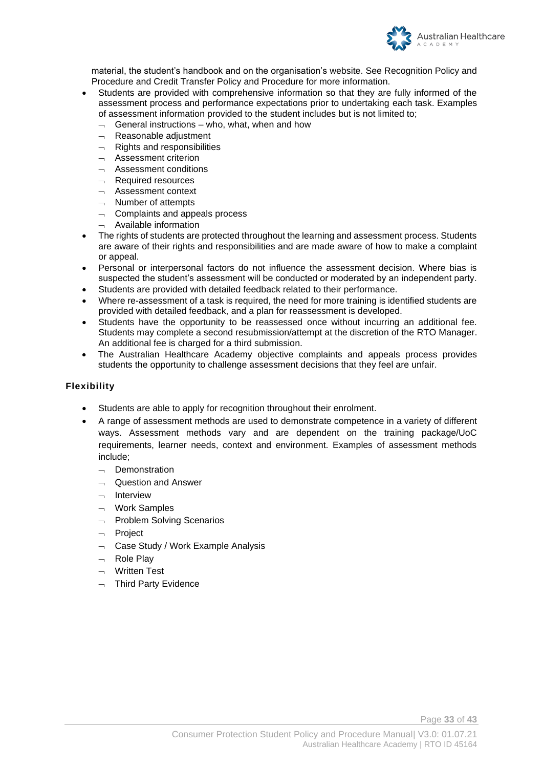material, the student's handbook and on the organisation's website. See Recognition Policy and Procedure and Credit Transfer Policy and Procedure for more information.

- Students are provided with comprehensive information so that they are fully informed of the assessment process and performance expectations prior to undertaking each task. Examples of assessment information provided to the student includes but is not limited to;
  - General instructions – who, what, when and how
  - Reasonable adjustment
  - Rights and responsibilities
  - Assessment criterion
  - Assessment conditions
  - Required resources
  - Assessment context
  - Number of attempts
  - Complaints and appeals process
  - Available information
- The rights of students are protected throughout the learning and assessment process. Students are aware of their rights and responsibilities and are made aware of how to make a complaint or appeal.
- Personal or interpersonal factors do not influence the assessment decision. Where bias is suspected the student's assessment will be conducted or moderated by an independent party.
- Students are provided with detailed feedback related to their performance.
- Where re-assessment of a task is required, the need for more training is identified students are provided with detailed feedback, and a plan for reassessment is developed.
- Students have the opportunity to be reassessed once without incurring an additional fee. Students may complete a second resubmission/attempt at the discretion of the RTO Manager. An additional fee is charged for a third submission.
- The Australian Healthcare Academy objective complaints and appeals process provides students the opportunity to challenge assessment decisions that they feel are unfair.

### Flexibility

- Students are able to apply for recognition throughout their enrolment.
- A range of assessment methods are used to demonstrate competence in a variety of different ways. Assessment methods vary and are dependent on the training package/UoC requirements, learner needs, context and environment. Examples of assessment methods include;
  - Demonstration
  - Question and Answer
  - Interview
  - Work Samples
  - Problem Solving Scenarios
  - Project
  - Case Study / Work Example Analysis
  - Role Play
  - Written Test
  - Third Party Evidence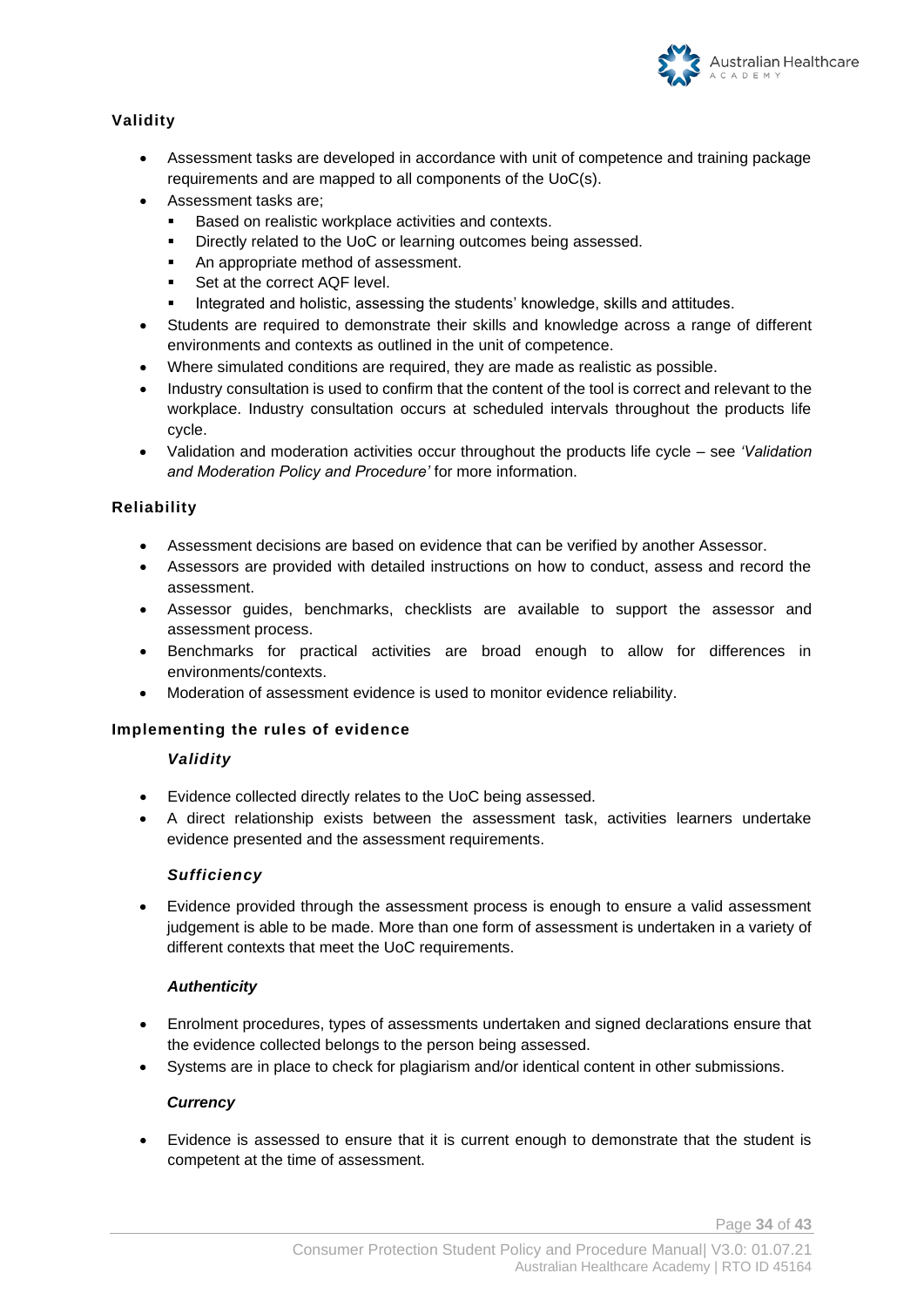### Validity

- Assessment tasks are developed in accordance with unit of competence and training package requirements and are mapped to all components of the UoC(s).
- Assessment tasks are;
  - Based on realistic workplace activities and contexts.
  - Directly related to the UoC or learning outcomes being assessed.
  - An appropriate method of assessment.
  - Set at the correct AQF level.
  - Integrated and holistic, assessing the students' knowledge, skills and attitudes.
- Students are required to demonstrate their skills and knowledge across a range of different environments and contexts as outlined in the unit of competence.
- Where simulated conditions are required, they are made as realistic as possible.
- Industry consultation is used to confirm that the content of the tool is correct and relevant to the workplace. Industry consultation occurs at scheduled intervals throughout the products life cycle.
- Validation and moderation activities occur throughout the products life cycle – see *'Validation and Moderation Policy and Procedure'* for more information.

### Reliability

- Assessment decisions are based on evidence that can be verified by another Assessor.
- Assessors are provided with detailed instructions on how to conduct, assess and record the assessment.
- Assessor guides, benchmarks, checklists are available to support the assessor and assessment process.
- Benchmarks for practical activities are broad enough to allow for differences in environments/contexts.
- Moderation of assessment evidence is used to monitor evidence reliability.

### Implementing the rules of evidence

#### *Validity*

- Evidence collected directly relates to the UoC being assessed.
- A direct relationship exists between the assessment task, activities learners undertake evidence presented and the assessment requirements.

#### *Sufficiency*

- Evidence provided through the assessment process is enough to ensure a valid assessment judgement is able to be made. More than one form of assessment is undertaken in a variety of different contexts that meet the UoC requirements.

#### *Authenticity*

- Enrolment procedures, types of assessments undertaken and signed declarations ensure that the evidence collected belongs to the person being assessed.
- Systems are in place to check for plagiarism and/or identical content in other submissions.

#### *Currency*

- Evidence is assessed to ensure that it is current enough to demonstrate that the student is competent at the time of assessment.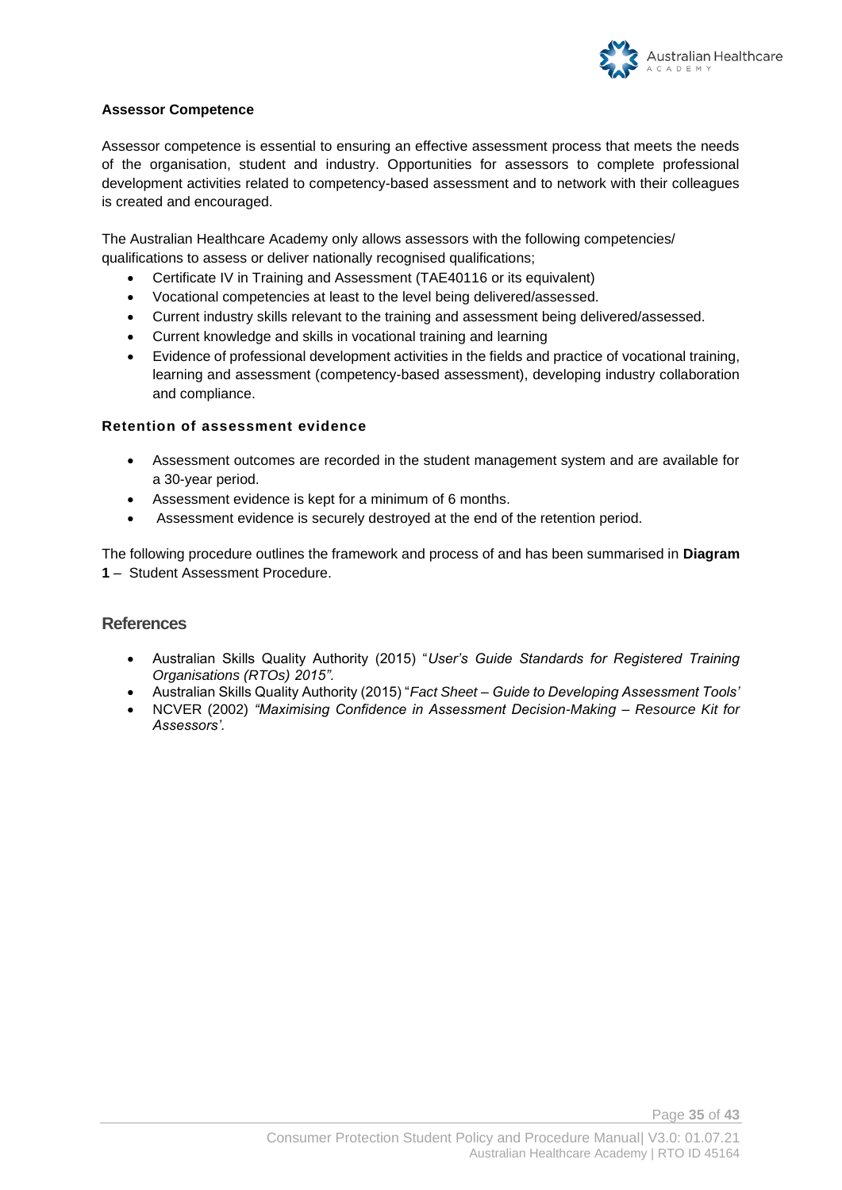**Assessor Competence**

Assessor competence is essential to ensuring an effective assessment process that meets the needs of the organisation, student and industry. Opportunities for assessors to complete professional development activities related to competency-based assessment and to network with their colleagues is created and encouraged.

The Australian Healthcare Academy only allows assessors with the following competencies/ qualifications to assess or deliver nationally recognised qualifications;

- Certificate IV in Training and Assessment (TAE40116 or its equivalent)
- Vocational competencies at least to the level being delivered/assessed.
- Current industry skills relevant to the training and assessment being delivered/assessed.
- Current knowledge and skills in vocational training and learning
- Evidence of professional development activities in the fields and practice of vocational training, learning and assessment (competency-based assessment), developing industry collaboration and compliance.

**Retention of assessment evidence**

- Assessment outcomes are recorded in the student management system and are available for a 30-year period.
- Assessment evidence is kept for a minimum of 6 months.
- Assessment evidence is securely destroyed at the end of the retention period.

The following procedure outlines the framework and process of and has been summarised in **Diagram 1** – Student Assessment Procedure.

## References

- Australian Skills Quality Authority (2015) "*User's Guide Standards for Registered Training Organisations (RTOs) 2015".*
- Australian Skills Quality Authority (2015) "*Fact Sheet – Guide to Developing Assessment Tools'*
- NCVER (2002) *"Maximising Confidence in Assessment Decision-Making – Resource Kit for Assessors'.*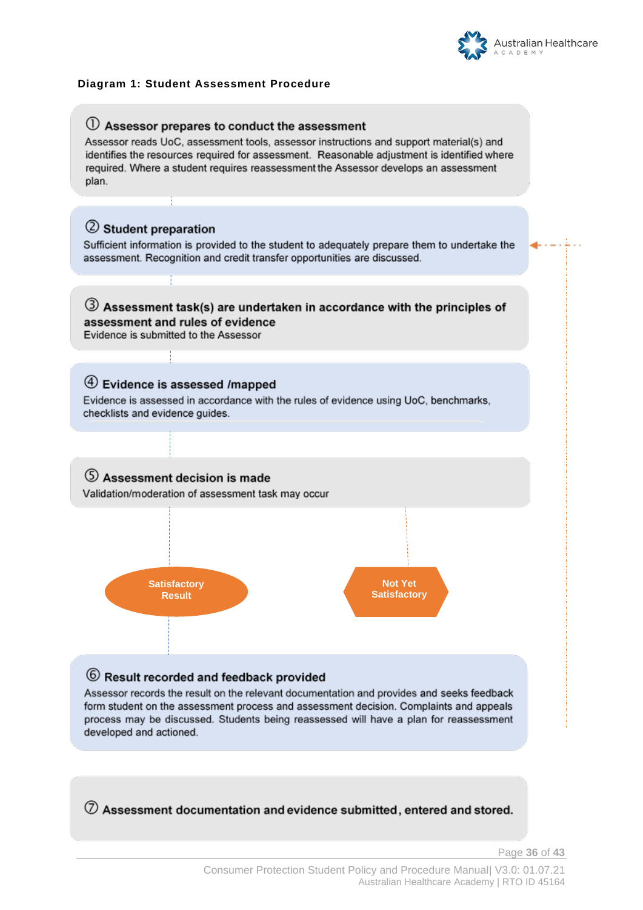**Diagram 1: Student Assessment Procedure**

① **Assessor prepares to conduct the assessment**
Assessor reads UoC, assessment tools, assessor instructions and support material(s) and identifies the resources required for assessment. Reasonable adjustment is identified where required. Where a student requires reassessment the Assessor develops an assessment plan.

② **Student preparation**
Sufficient information is provided to the student to adequately prepare them to undertake the assessment. Recognition and credit transfer opportunities are discussed.

③ **Assessment task(s) are undertaken in accordance with the principles of assessment and rules of evidence**
Evidence is submitted to the Assessor

④ **Evidence is assessed /mapped**
Evidence is assessed in accordance with the rules of evidence using UoC, benchmarks, checklists and evidence guides.

⑤ **Assessment decision is made**
Validation/moderation of assessment task may occur

**Satisfactory Result** → ⑥

**Not Yet Satisfactory** → ②

⑥ **Result recorded and feedback provided**
Assessor records the result on the relevant documentation and provides and seeks feedback form student on the assessment process and assessment decision. Complaints and appeals process may be discussed. Students being reassessed will have a plan for reassessment developed and actioned.

⑦ **Assessment documentation and evidence submitted, entered and stored.**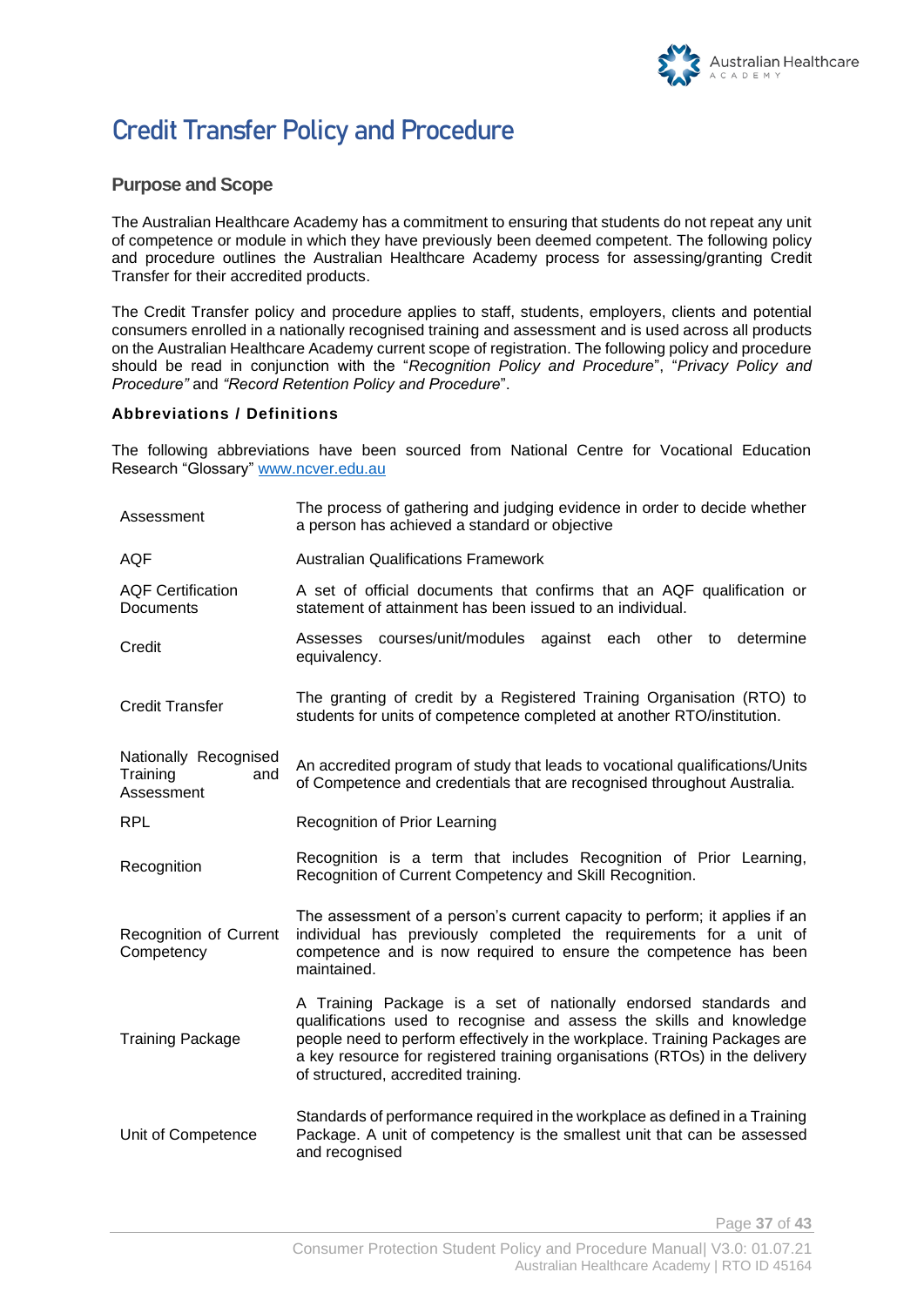# Credit Transfer Policy and Procedure

## Purpose and Scope

The Australian Healthcare Academy has a commitment to ensuring that students do not repeat any unit of competence or module in which they have previously been deemed competent. The following policy and procedure outlines the Australian Healthcare Academy process for assessing/granting Credit Transfer for their accredited products.

The Credit Transfer policy and procedure applies to staff, students, employers, clients and potential consumers enrolled in a nationally recognised training and assessment and is used across all products on the Australian Healthcare Academy current scope of registration. The following policy and procedure should be read in conjunction with the "*Recognition Policy and Procedure*", "*Privacy Policy and Procedure"* and *"Record Retention Policy and Procedure*".

### Abbreviations / Definitions

The following abbreviations have been sourced from National Centre for Vocational Education Research "Glossary" www.ncver.edu.au

| | |
|---|---|
| Assessment | The process of gathering and judging evidence in order to decide whether a person has achieved a standard or objective |
| AQF | Australian Qualifications Framework |
| AQF Certification Documents | A set of official documents that confirms that an AQF qualification or statement of attainment has been issued to an individual. |
| Credit | Assesses courses/unit/modules against each other to determine equivalency. |
| Credit Transfer | The granting of credit by a Registered Training Organisation (RTO) to students for units of competence completed at another RTO/institution. |
| Nationally Recognised Training and Assessment | An accredited program of study that leads to vocational qualifications/Units of Competence and credentials that are recognised throughout Australia. |
| RPL | Recognition of Prior Learning |
| Recognition | Recognition is a term that includes Recognition of Prior Learning, Recognition of Current Competency and Skill Recognition. |
| Recognition of Current Competency | The assessment of a person's current capacity to perform; it applies if an individual has previously completed the requirements for a unit of competence and is now required to ensure the competence has been maintained. |
| Training Package | A Training Package is a set of nationally endorsed standards and qualifications used to recognise and assess the skills and knowledge people need to perform effectively in the workplace. Training Packages are a key resource for registered training organisations (RTOs) in the delivery of structured, accredited training. |
| Unit of Competence | Standards of performance required in the workplace as defined in a Training Package. A unit of competency is the smallest unit that can be assessed and recognised |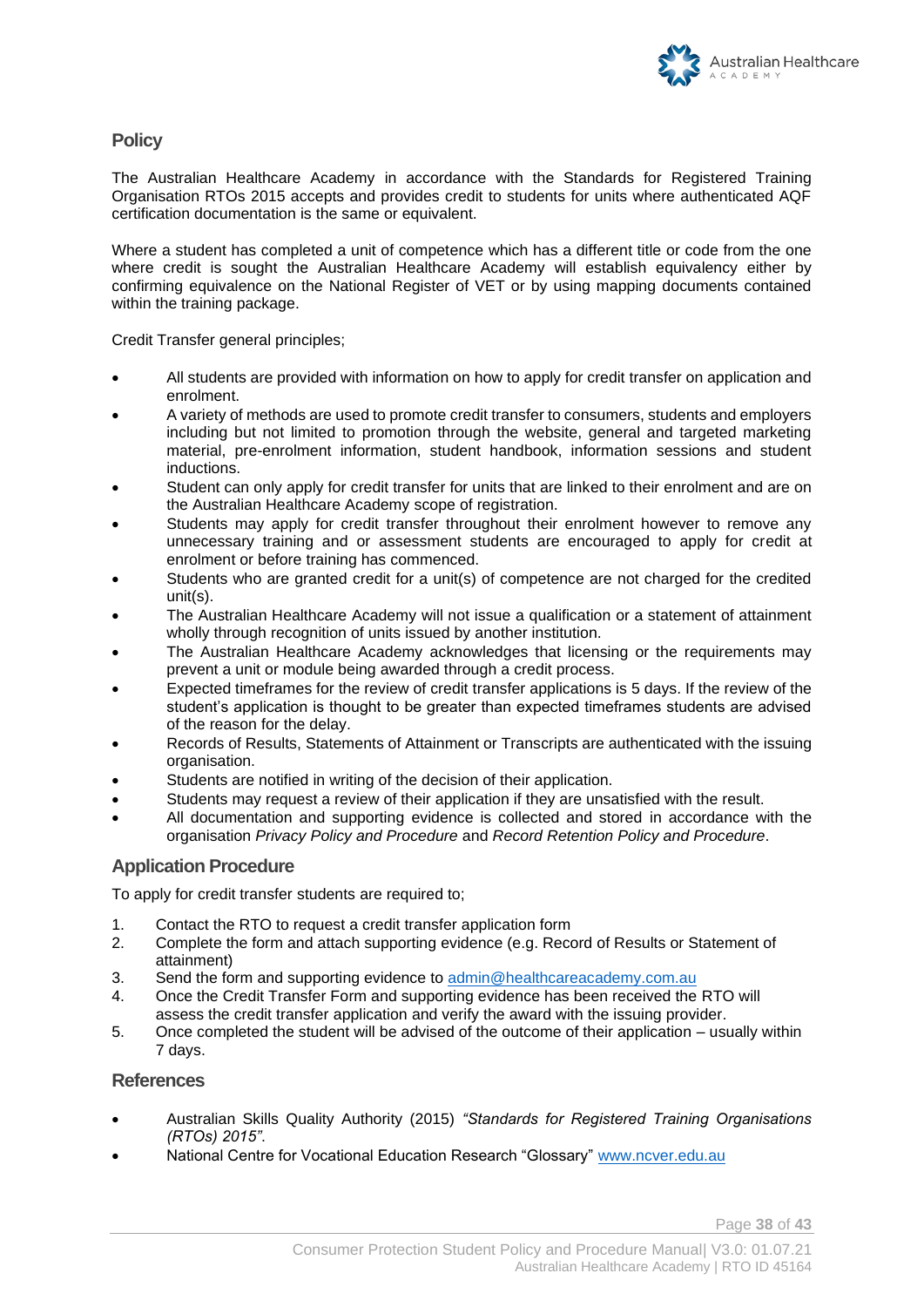## Policy

The Australian Healthcare Academy in accordance with the Standards for Registered Training Organisation RTOs 2015 accepts and provides credit to students for units where authenticated AQF certification documentation is the same or equivalent.

Where a student has completed a unit of competence which has a different title or code from the one where credit is sought the Australian Healthcare Academy will establish equivalency either by confirming equivalence on the National Register of VET or by using mapping documents contained within the training package.

Credit Transfer general principles;

- All students are provided with information on how to apply for credit transfer on application and enrolment.
- A variety of methods are used to promote credit transfer to consumers, students and employers including but not limited to promotion through the website, general and targeted marketing material, pre-enrolment information, student handbook, information sessions and student inductions.
- Student can only apply for credit transfer for units that are linked to their enrolment and are on the Australian Healthcare Academy scope of registration.
- Students may apply for credit transfer throughout their enrolment however to remove any unnecessary training and or assessment students are encouraged to apply for credit at enrolment or before training has commenced.
- Students who are granted credit for a unit(s) of competence are not charged for the credited unit(s).
- The Australian Healthcare Academy will not issue a qualification or a statement of attainment wholly through recognition of units issued by another institution.
- The Australian Healthcare Academy acknowledges that licensing or the requirements may prevent a unit or module being awarded through a credit process.
- Expected timeframes for the review of credit transfer applications is 5 days. If the review of the student's application is thought to be greater than expected timeframes students are advised of the reason for the delay.
- Records of Results, Statements of Attainment or Transcripts are authenticated with the issuing organisation.
- Students are notified in writing of the decision of their application.
- Students may request a review of their application if they are unsatisfied with the result.
- All documentation and supporting evidence is collected and stored in accordance with the organisation *Privacy Policy and Procedure* and *Record Retention Policy and Procedure*.

## Application Procedure

To apply for credit transfer students are required to;

1. Contact the RTO to request a credit transfer application form
2. Complete the form and attach supporting evidence (e.g. Record of Results or Statement of attainment)
3. Send the form and supporting evidence to admin@healthcareacademy.com.au
4. Once the Credit Transfer Form and supporting evidence has been received the RTO will assess the credit transfer application and verify the award with the issuing provider.
5. Once completed the student will be advised of the outcome of their application – usually within 7 days.

## References

- Australian Skills Quality Authority (2015) *"Standards for Registered Training Organisations (RTOs) 2015"*.
- National Centre for Vocational Education Research "Glossary" www.ncver.edu.au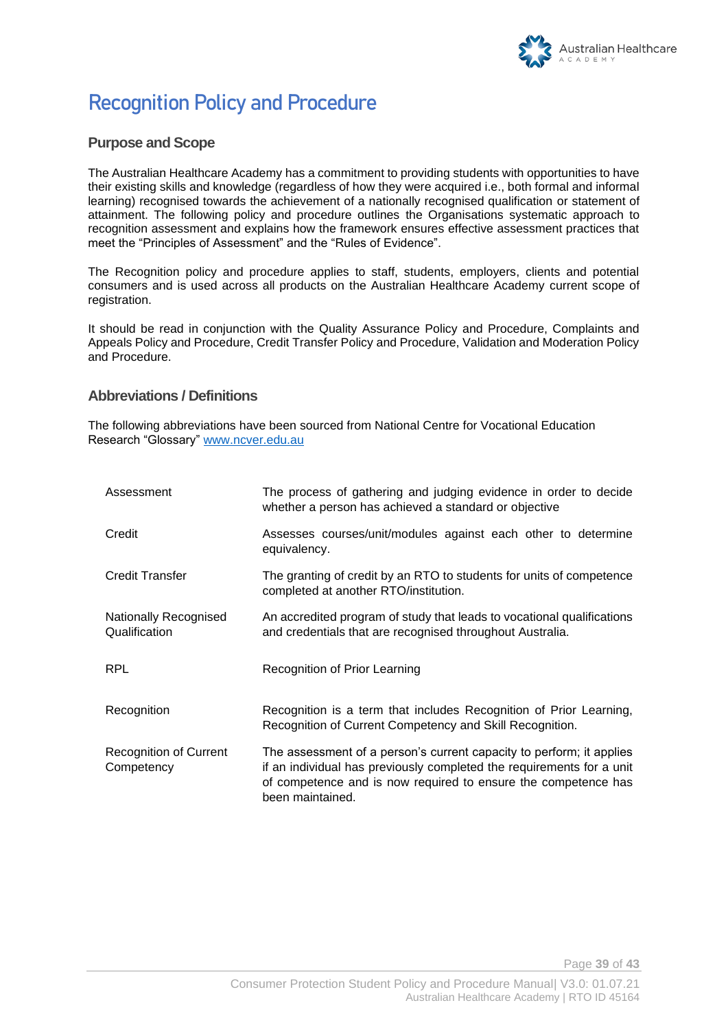# Recognition Policy and Procedure

## Purpose and Scope

The Australian Healthcare Academy has a commitment to providing students with opportunities to have their existing skills and knowledge (regardless of how they were acquired i.e., both formal and informal learning) recognised towards the achievement of a nationally recognised qualification or statement of attainment. The following policy and procedure outlines the Organisations systematic approach to recognition assessment and explains how the framework ensures effective assessment practices that meet the "Principles of Assessment" and the "Rules of Evidence".

The Recognition policy and procedure applies to staff, students, employers, clients and potential consumers and is used across all products on the Australian Healthcare Academy current scope of registration.

It should be read in conjunction with the Quality Assurance Policy and Procedure, Complaints and Appeals Policy and Procedure, Credit Transfer Policy and Procedure, Validation and Moderation Policy and Procedure.

## Abbreviations / Definitions

The following abbreviations have been sourced from National Centre for Vocational Education Research "Glossary" [www.ncver.edu.au](www.ncver.edu.au)

| Term | Definition |
|---|---|
| Assessment | The process of gathering and judging evidence in order to decide whether a person has achieved a standard or objective |
| Credit | Assesses courses/unit/modules against each other to determine equivalency. |
| Credit Transfer | The granting of credit by an RTO to students for units of competence completed at another RTO/institution. |
| Nationally Recognised Qualification | An accredited program of study that leads to vocational qualifications and credentials that are recognised throughout Australia. |
| RPL | Recognition of Prior Learning |
| Recognition | Recognition is a term that includes Recognition of Prior Learning, Recognition of Current Competency and Skill Recognition. |
| Recognition of Current Competency | The assessment of a person's current capacity to perform; it applies if an individual has previously completed the requirements for a unit of competence and is now required to ensure the competence has been maintained. |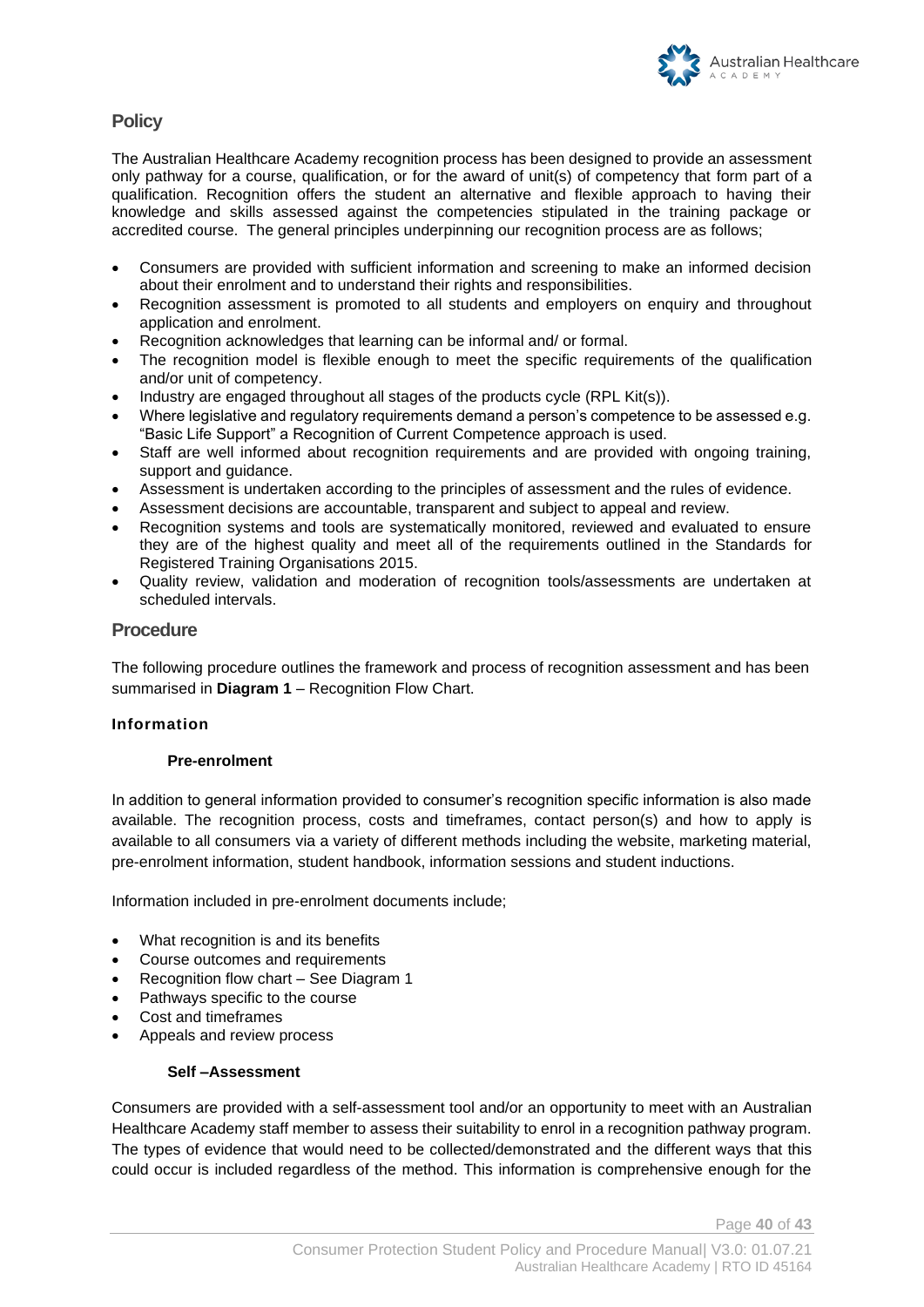## Policy

The Australian Healthcare Academy recognition process has been designed to provide an assessment only pathway for a course, qualification, or for the award of unit(s) of competency that form part of a qualification. Recognition offers the student an alternative and flexible approach to having their knowledge and skills assessed against the competencies stipulated in the training package or accredited course. The general principles underpinning our recognition process are as follows;

- Consumers are provided with sufficient information and screening to make an informed decision about their enrolment and to understand their rights and responsibilities.
- Recognition assessment is promoted to all students and employers on enquiry and throughout application and enrolment.
- Recognition acknowledges that learning can be informal and/ or formal.
- The recognition model is flexible enough to meet the specific requirements of the qualification and/or unit of competency.
- Industry are engaged throughout all stages of the products cycle (RPL Kit(s)).
- Where legislative and regulatory requirements demand a person's competence to be assessed e.g. "Basic Life Support" a Recognition of Current Competence approach is used.
- Staff are well informed about recognition requirements and are provided with ongoing training, support and guidance.
- Assessment is undertaken according to the principles of assessment and the rules of evidence.
- Assessment decisions are accountable, transparent and subject to appeal and review.
- Recognition systems and tools are systematically monitored, reviewed and evaluated to ensure they are of the highest quality and meet all of the requirements outlined in the Standards for Registered Training Organisations 2015.
- Quality review, validation and moderation of recognition tools/assessments are undertaken at scheduled intervals.

## Procedure

The following procedure outlines the framework and process of recognition assessment and has been summarised in **Diagram 1** – Recognition Flow Chart.

### Information

#### Pre-enrolment

In addition to general information provided to consumer's recognition specific information is also made available. The recognition process, costs and timeframes, contact person(s) and how to apply is available to all consumers via a variety of different methods including the website, marketing material, pre-enrolment information, student handbook, information sessions and student inductions.

Information included in pre-enrolment documents include;

- What recognition is and its benefits
- Course outcomes and requirements
- Recognition flow chart – See Diagram 1
- Pathways specific to the course
- Cost and timeframes
- Appeals and review process

#### Self –Assessment

Consumers are provided with a self-assessment tool and/or an opportunity to meet with an Australian Healthcare Academy staff member to assess their suitability to enrol in a recognition pathway program. The types of evidence that would need to be collected/demonstrated and the different ways that this could occur is included regardless of the method. This information is comprehensive enough for the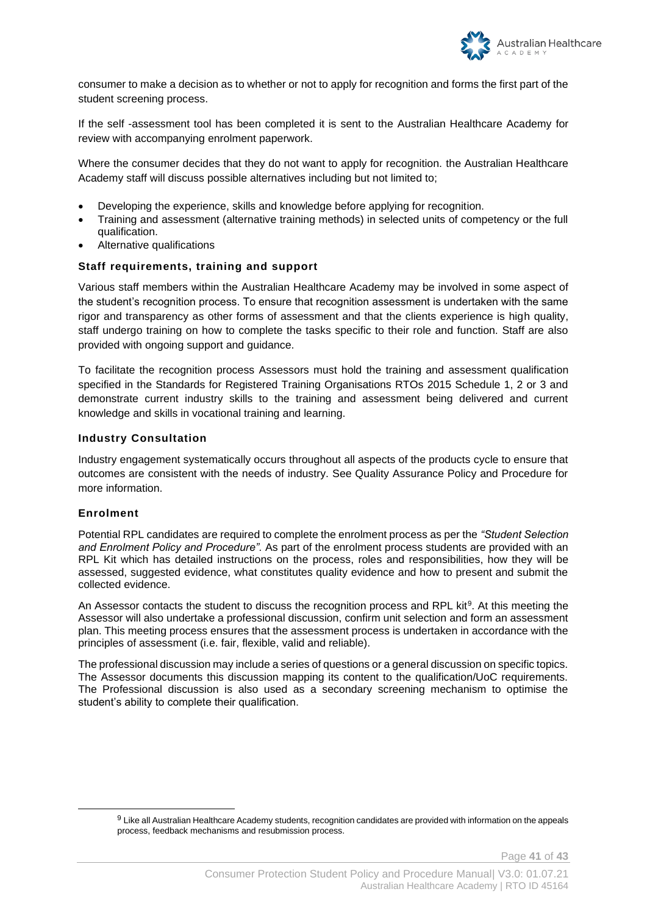consumer to make a decision as to whether or not to apply for recognition and forms the first part of the student screening process.

If the self -assessment tool has been completed it is sent to the Australian Healthcare Academy for review with accompanying enrolment paperwork.

Where the consumer decides that they do not want to apply for recognition. the Australian Healthcare Academy staff will discuss possible alternatives including but not limited to;

- Developing the experience, skills and knowledge before applying for recognition.
- Training and assessment (alternative training methods) in selected units of competency or the full qualification.
- Alternative qualifications

#### Staff requirements, training and support

Various staff members within the Australian Healthcare Academy may be involved in some aspect of the student's recognition process. To ensure that recognition assessment is undertaken with the same rigor and transparency as other forms of assessment and that the clients experience is high quality, staff undergo training on how to complete the tasks specific to their role and function. Staff are also provided with ongoing support and guidance.

To facilitate the recognition process Assessors must hold the training and assessment qualification specified in the Standards for Registered Training Organisations RTOs 2015 Schedule 1, 2 or 3 and demonstrate current industry skills to the training and assessment being delivered and current knowledge and skills in vocational training and learning.

#### Industry Consultation

Industry engagement systematically occurs throughout all aspects of the products cycle to ensure that outcomes are consistent with the needs of industry. See Quality Assurance Policy and Procedure for more information.

#### Enrolment

Potential RPL candidates are required to complete the enrolment process as per the *"Student Selection and Enrolment Policy and Procedure"*. As part of the enrolment process students are provided with an RPL Kit which has detailed instructions on the process, roles and responsibilities, how they will be assessed, suggested evidence, what constitutes quality evidence and how to present and submit the collected evidence.

An Assessor contacts the student to discuss the recognition process and RPL kit[9]. At this meeting the Assessor will also undertake a professional discussion, confirm unit selection and form an assessment plan. This meeting process ensures that the assessment process is undertaken in accordance with the principles of assessment (i.e. fair, flexible, valid and reliable).

The professional discussion may include a series of questions or a general discussion on specific topics. The Assessor documents this discussion mapping its content to the qualification/UoC requirements. The Professional discussion is also used as a secondary screening mechanism to optimise the student's ability to complete their qualification.

[9] Like all Australian Healthcare Academy students, recognition candidates are provided with information on the appeals process, feedback mechanisms and resubmission process.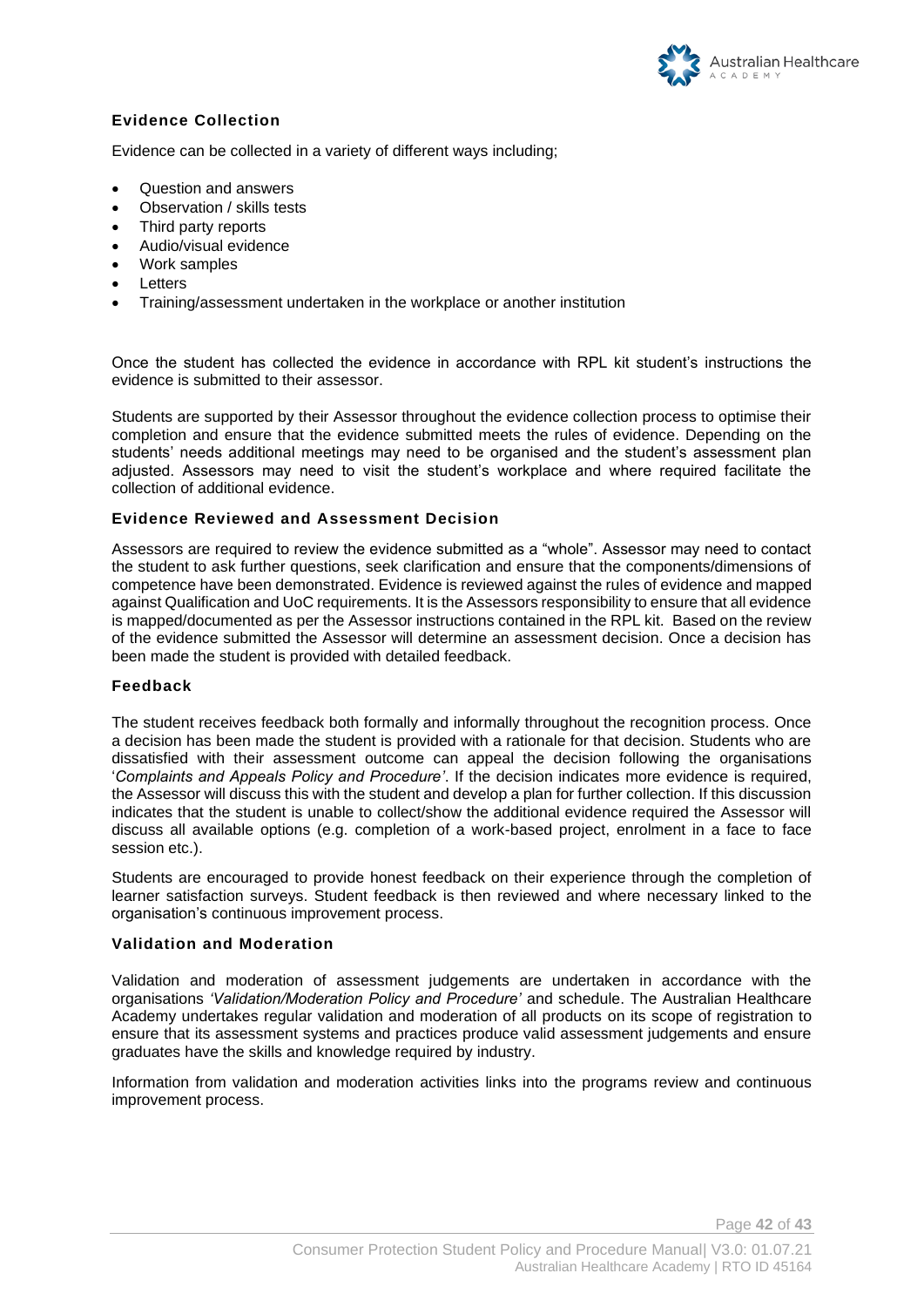### Evidence Collection

Evidence can be collected in a variety of different ways including;

- Question and answers
- Observation / skills tests
- Third party reports
- Audio/visual evidence
- Work samples
- Letters
- Training/assessment undertaken in the workplace or another institution

Once the student has collected the evidence in accordance with RPL kit student's instructions the evidence is submitted to their assessor.

Students are supported by their Assessor throughout the evidence collection process to optimise their completion and ensure that the evidence submitted meets the rules of evidence. Depending on the students' needs additional meetings may need to be organised and the student's assessment plan adjusted. Assessors may need to visit the student's workplace and where required facilitate the collection of additional evidence.

### Evidence Reviewed and Assessment Decision

Assessors are required to review the evidence submitted as a "whole". Assessor may need to contact the student to ask further questions, seek clarification and ensure that the components/dimensions of competence have been demonstrated. Evidence is reviewed against the rules of evidence and mapped against Qualification and UoC requirements. It is the Assessors responsibility to ensure that all evidence is mapped/documented as per the Assessor instructions contained in the RPL kit. Based on the review of the evidence submitted the Assessor will determine an assessment decision. Once a decision has been made the student is provided with detailed feedback.

### Feedback

The student receives feedback both formally and informally throughout the recognition process. Once a decision has been made the student is provided with a rationale for that decision. Students who are dissatisfied with their assessment outcome can appeal the decision following the organisations '*Complaints and Appeals Policy and Procedure'*. If the decision indicates more evidence is required, the Assessor will discuss this with the student and develop a plan for further collection. If this discussion indicates that the student is unable to collect/show the additional evidence required the Assessor will discuss all available options (e.g. completion of a work-based project, enrolment in a face to face session etc.).

Students are encouraged to provide honest feedback on their experience through the completion of learner satisfaction surveys. Student feedback is then reviewed and where necessary linked to the organisation's continuous improvement process.

### Validation and Moderation

Validation and moderation of assessment judgements are undertaken in accordance with the organisations *'Validation/Moderation Policy and Procedure'* and schedule. The Australian Healthcare Academy undertakes regular validation and moderation of all products on its scope of registration to ensure that its assessment systems and practices produce valid assessment judgements and ensure graduates have the skills and knowledge required by industry.

Information from validation and moderation activities links into the programs review and continuous improvement process.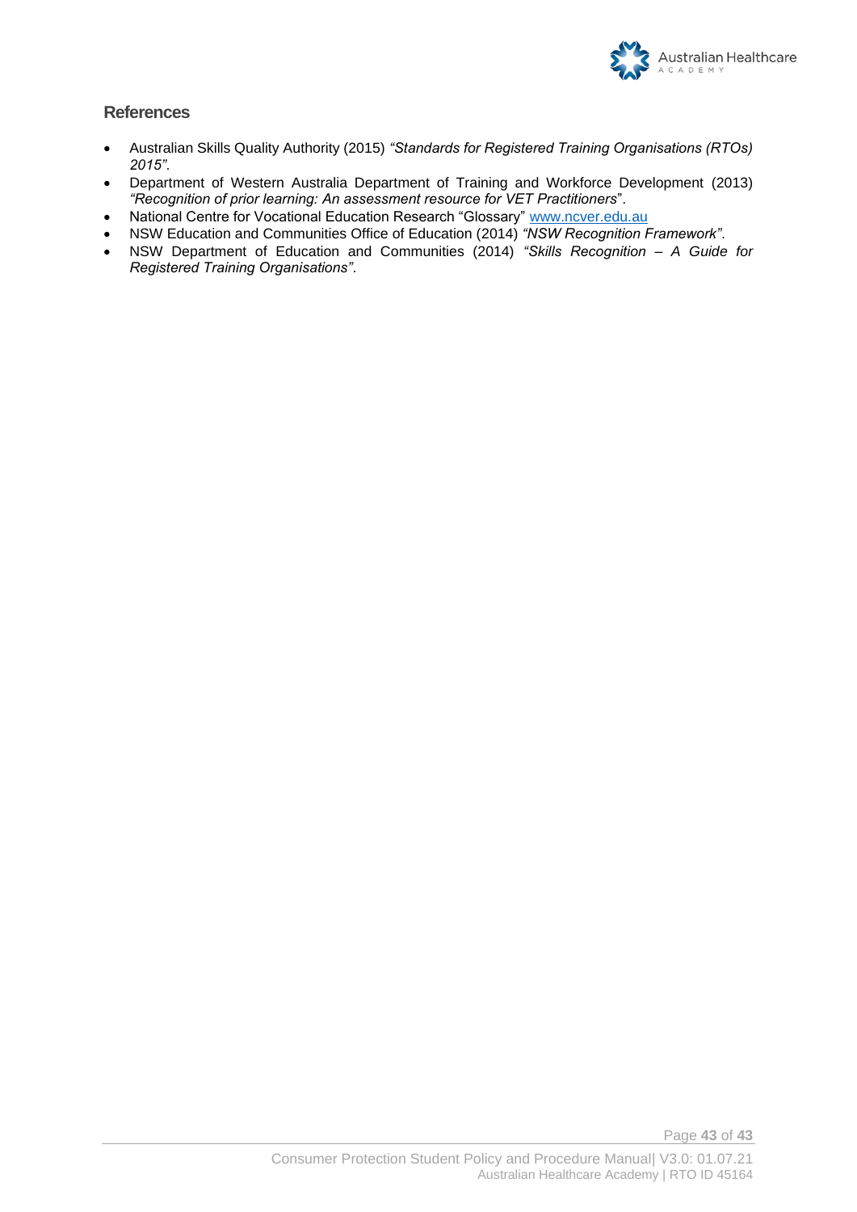## References

- Australian Skills Quality Authority (2015) *"Standards for Registered Training Organisations (RTOs) 2015".*
- Department of Western Australia Department of Training and Workforce Development (2013) *"Recognition of prior learning: An assessment resource for VET Practitioners*".
- National Centre for Vocational Education Research "Glossary" [www.ncver.edu.au](http://www.ncver.edu.au)
- NSW Education and Communities Office of Education (2014) *"NSW Recognition Framework".*
- NSW Department of Education and Communities (2014) *"Skills Recognition – A Guide for Registered Training Organisations".*